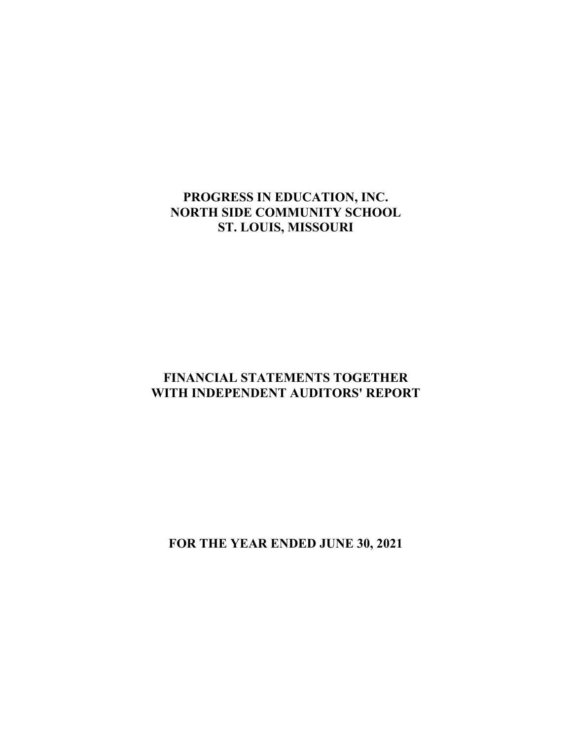# PROGRESS IN EDUCATION, INC.
# NORTH SIDE COMMUNITY SCHOOL
# ST. LOUIS, MISSOURI

## FINANCIAL STATEMENTS TOGETHER WITH INDEPENDENT AUDITORS' REPORT

## FOR THE YEAR ENDED JUNE 30, 2021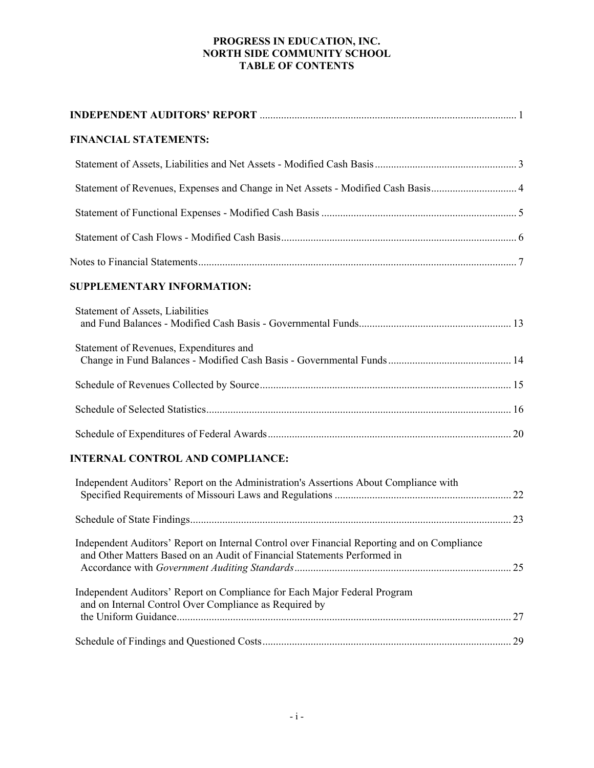# PROGRESS IN EDUCATION, INC.
# NORTH SIDE COMMUNITY SCHOOL
# TABLE OF CONTENTS

| | |
|---|---|
| **INDEPENDENT AUDITORS' REPORT** | 1 |
| **FINANCIAL STATEMENTS:** | |
| Statement of Assets, Liabilities and Net Assets - Modified Cash Basis | 3 |
| Statement of Revenues, Expenses and Change in Net Assets - Modified Cash Basis | 4 |
| Statement of Functional Expenses - Modified Cash Basis | 5 |
| Statement of Cash Flows - Modified Cash Basis | 6 |
| Notes to Financial Statements | 7 |
| **SUPPLEMENTARY INFORMATION:** | |
| Statement of Assets, Liabilities and Fund Balances - Modified Cash Basis - Governmental Funds | 13 |
| Statement of Revenues, Expenditures and Change in Fund Balances - Modified Cash Basis - Governmental Funds | 14 |
| Schedule of Revenues Collected by Source | 15 |
| Schedule of Selected Statistics | 16 |
| Schedule of Expenditures of Federal Awards | 20 |
| **INTERNAL CONTROL AND COMPLIANCE:** | |
| Independent Auditors' Report on the Administration's Assertions About Compliance with Specified Requirements of Missouri Laws and Regulations | 22 |
| Schedule of State Findings | 23 |
| Independent Auditors' Report on Internal Control over Financial Reporting and on Compliance and Other Matters Based on an Audit of Financial Statements Performed in Accordance with *Government Auditing Standards* | 25 |
| Independent Auditors' Report on Compliance for Each Major Federal Program and on Internal Control Over Compliance as Required by the Uniform Guidance | 27 |
| Schedule of Findings and Questioned Costs | 29 |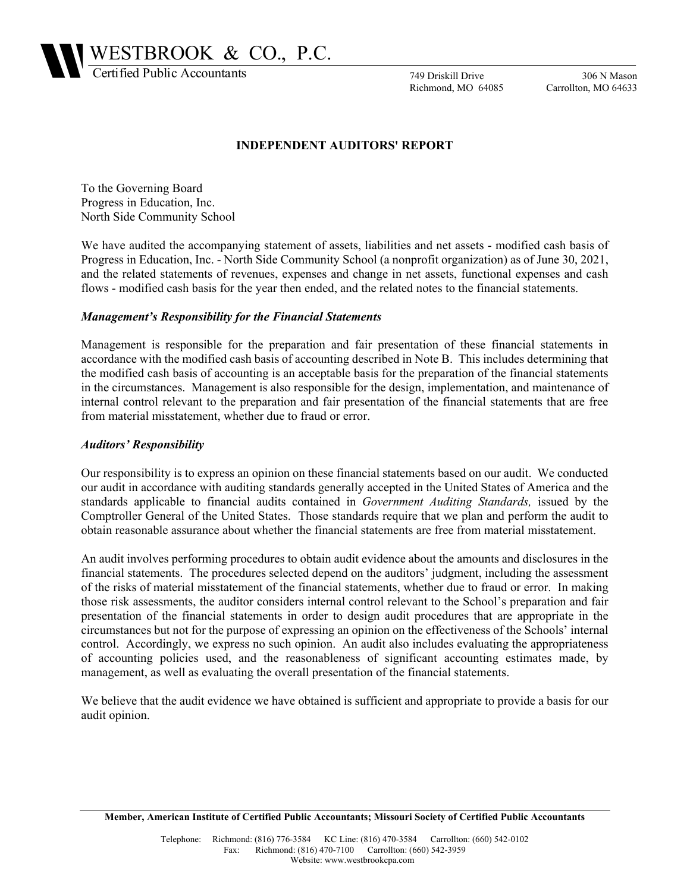# WESTBROOK & CO., P.C.

Certified Public Accountants

749 Driskill Drive
Richmond, MO 64085

306 N Mason
Carrollton, MO 64633

## INDEPENDENT AUDITORS' REPORT

To the Governing Board
Progress in Education, Inc.
North Side Community School

We have audited the accompanying statement of assets, liabilities and net assets - modified cash basis of Progress in Education, Inc. - North Side Community School (a nonprofit organization) as of June 30, 2021, and the related statements of revenues, expenses and change in net assets, functional expenses and cash flows - modified cash basis for the year then ended, and the related notes to the financial statements.

### *Management's Responsibility for the Financial Statements*

Management is responsible for the preparation and fair presentation of these financial statements in accordance with the modified cash basis of accounting described in Note B. This includes determining that the modified cash basis of accounting is an acceptable basis for the preparation of the financial statements in the circumstances. Management is also responsible for the design, implementation, and maintenance of internal control relevant to the preparation and fair presentation of the financial statements that are free from material misstatement, whether due to fraud or error.

### *Auditors' Responsibility*

Our responsibility is to express an opinion on these financial statements based on our audit. We conducted our audit in accordance with auditing standards generally accepted in the United States of America and the standards applicable to financial audits contained in *Government Auditing Standards,* issued by the Comptroller General of the United States. Those standards require that we plan and perform the audit to obtain reasonable assurance about whether the financial statements are free from material misstatement.

An audit involves performing procedures to obtain audit evidence about the amounts and disclosures in the financial statements. The procedures selected depend on the auditors' judgment, including the assessment of the risks of material misstatement of the financial statements, whether due to fraud or error. In making those risk assessments, the auditor considers internal control relevant to the School's preparation and fair presentation of the financial statements in order to design audit procedures that are appropriate in the circumstances but not for the purpose of expressing an opinion on the effectiveness of the Schools' internal control. Accordingly, we express no such opinion. An audit also includes evaluating the appropriateness of accounting policies used, and the reasonableness of significant accounting estimates made, by management, as well as evaluating the overall presentation of the financial statements.

We believe that the audit evidence we have obtained is sufficient and appropriate to provide a basis for our audit opinion.

**Member, American Institute of Certified Public Accountants; Missouri Society of Certified Public Accountants**

Telephone: Richmond: (816) 776-3584 KC Line: (816) 470-3584 Carrollton: (660) 542-0102
Fax: Richmond: (816) 470-7100 Carrollton: (660) 542-3959
Website: www.westbrookcpa.com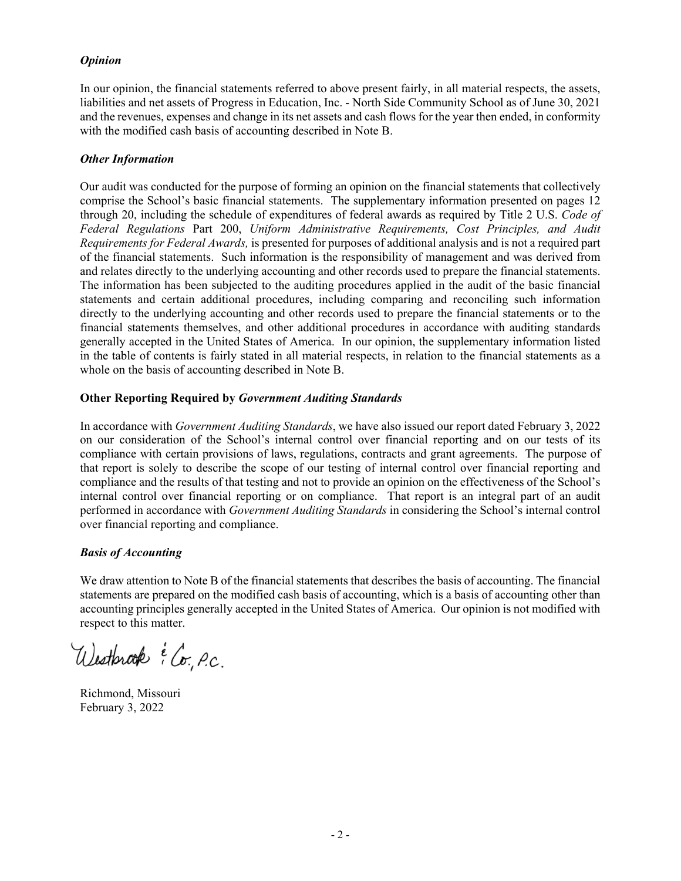***Opinion***

In our opinion, the financial statements referred to above present fairly, in all material respects, the assets, liabilities and net assets of Progress in Education, Inc. - North Side Community School as of June 30, 2021 and the revenues, expenses and change in its net assets and cash flows for the year then ended, in conformity with the modified cash basis of accounting described in Note B.

***Other Information***

Our audit was conducted for the purpose of forming an opinion on the financial statements that collectively comprise the School's basic financial statements. The supplementary information presented on pages 12 through 20, including the schedule of expenditures of federal awards as required by Title 2 U.S. *Code of Federal Regulations* Part 200, *Uniform Administrative Requirements, Cost Principles, and Audit Requirements for Federal Awards,* is presented for purposes of additional analysis and is not a required part of the financial statements. Such information is the responsibility of management and was derived from and relates directly to the underlying accounting and other records used to prepare the financial statements. The information has been subjected to the auditing procedures applied in the audit of the basic financial statements and certain additional procedures, including comparing and reconciling such information directly to the underlying accounting and other records used to prepare the financial statements or to the financial statements themselves, and other additional procedures in accordance with auditing standards generally accepted in the United States of America. In our opinion, the supplementary information listed in the table of contents is fairly stated in all material respects, in relation to the financial statements as a whole on the basis of accounting described in Note B.

**Other Reporting Required by *Government Auditing Standards***

In accordance with *Government Auditing Standards*, we have also issued our report dated February 3, 2022 on our consideration of the School's internal control over financial reporting and on our tests of its compliance with certain provisions of laws, regulations, contracts and grant agreements. The purpose of that report is solely to describe the scope of our testing of internal control over financial reporting and compliance and the results of that testing and not to provide an opinion on the effectiveness of the School's internal control over financial reporting or on compliance. That report is an integral part of an audit performed in accordance with *Government Auditing Standards* in considering the School's internal control over financial reporting and compliance.

***Basis of Accounting***

We draw attention to Note B of the financial statements that describes the basis of accounting. The financial statements are prepared on the modified cash basis of accounting, which is a basis of accounting other than accounting principles generally accepted in the United States of America. Our opinion is not modified with respect to this matter.

Westbrook & Co., P.C.

Richmond, Missouri
February 3, 2022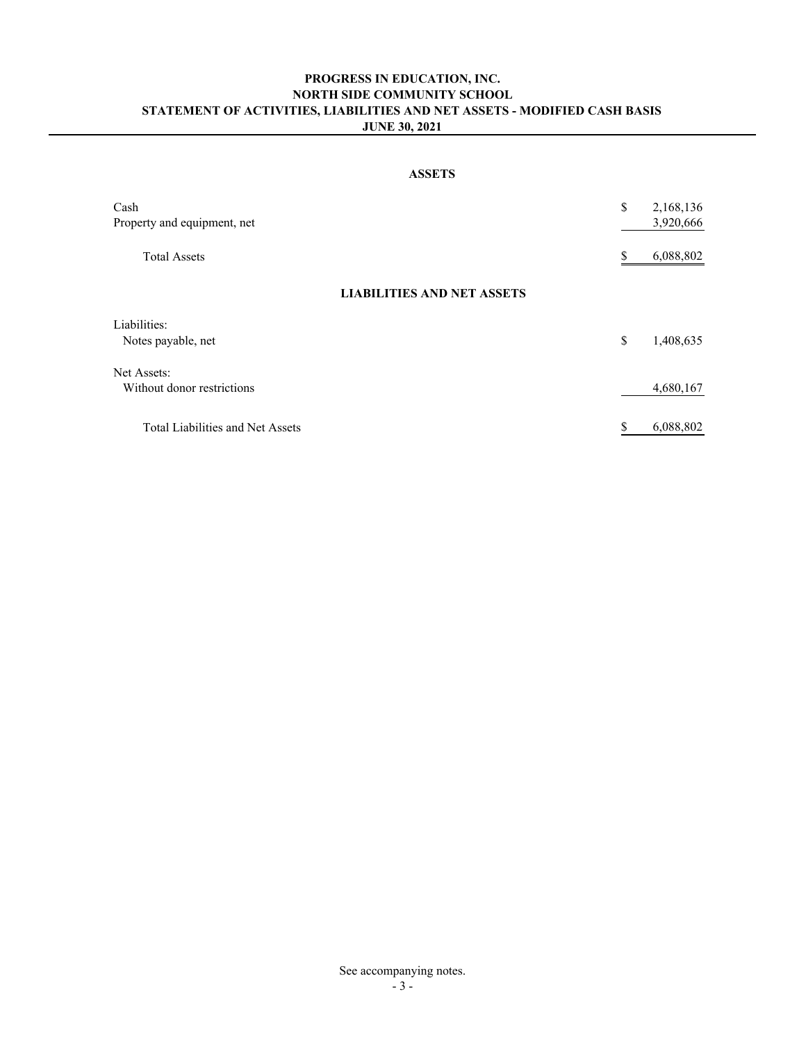# PROGRESS IN EDUCATION, INC.
## NORTH SIDE COMMUNITY SCHOOL
## STATEMENT OF ACTIVITIES, LIABILITIES AND NET ASSETS - MODIFIED CASH BASIS
## JUNE 30, 2021

### ASSETS

| | |
|---|---|
| Cash | $ 2,168,136 |
| Property and equipment, net | 3,920,666 |
| Total Assets | $ 6,088,802 |

### LIABILITIES AND NET ASSETS

| | |
|---|---|
| Liabilities: | |
| Notes payable, net | $ 1,408,635 |
| Net Assets: | |
| Without donor restrictions | 4,680,167 |
| Total Liabilities and Net Assets | $ 6,088,802 |

See accompanying notes.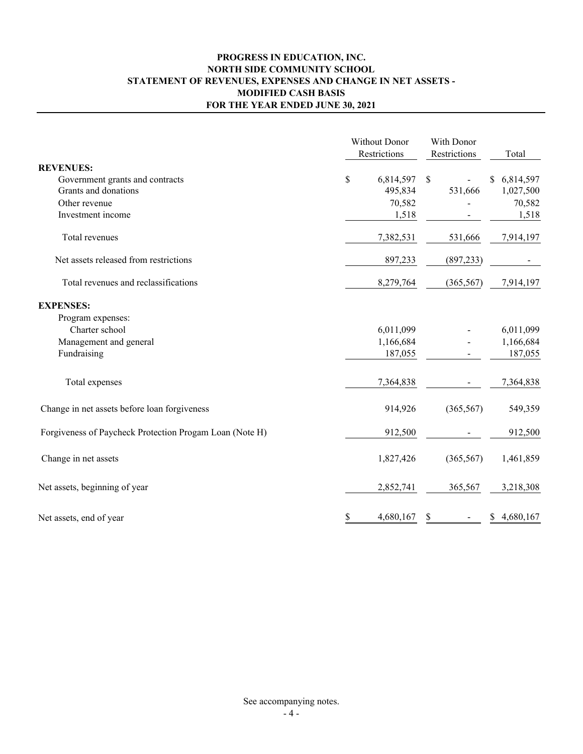# PROGRESS IN EDUCATION, INC.
## NORTH SIDE COMMUNITY SCHOOL
## STATEMENT OF REVENUES, EXPENSES AND CHANGE IN NET ASSETS - MODIFIED CASH BASIS
## FOR THE YEAR ENDED JUNE 30, 2021

| | Without Donor Restrictions | With Donor Restrictions | Total |
|---|---|---|---|
| **REVENUES:** | | | |
| Government grants and contracts | $ 6,814,597 | $ - | $ 6,814,597 |
| Grants and donations | 495,834 | 531,666 | 1,027,500 |
| Other revenue | 70,582 | - | 70,582 |
| Investment income | 1,518 | - | 1,518 |
| Total revenues | 7,382,531 | 531,666 | 7,914,197 |
| Net assets released from restrictions | 897,233 | (897,233) | - |
| Total revenues and reclassifications | 8,279,764 | (365,567) | 7,914,197 |
| **EXPENSES:** | | | |
| Program expenses: | | | |
| Charter school | 6,011,099 | - | 6,011,099 |
| Management and general | 1,166,684 | - | 1,166,684 |
| Fundraising | 187,055 | - | 187,055 |
| Total expenses | 7,364,838 | - | 7,364,838 |
| Change in net assets before loan forgiveness | 914,926 | (365,567) | 549,359 |
| Forgiveness of Paycheck Protection Progam Loan (Note H) | 912,500 | - | 912,500 |
| Change in net assets | 1,827,426 | (365,567) | 1,461,859 |
| Net assets, beginning of year | 2,852,741 | 365,567 | 3,218,308 |
| Net assets, end of year | $ 4,680,167 | $ - | $ 4,680,167 |

See accompanying notes.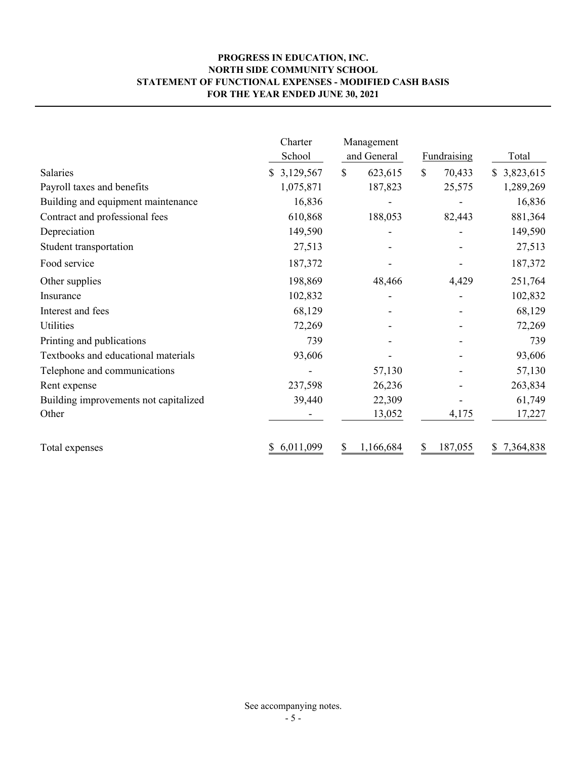**PROGRESS IN EDUCATION, INC.**
**NORTH SIDE COMMUNITY SCHOOL**
**STATEMENT OF FUNCTIONAL EXPENSES - MODIFIED CASH BASIS**
**FOR THE YEAR ENDED JUNE 30, 2021**

| | Charter School | Management and General | Fundraising | Total |
|---|---|---|---|---|
| Salaries | $ 3,129,567 | $ 623,615 | $ 70,433 | $ 3,823,615 |
| Payroll taxes and benefits | 1,075,871 | 187,823 | 25,575 | 1,289,269 |
| Building and equipment maintenance | 16,836 | - | - | 16,836 |
| Contract and professional fees | 610,868 | 188,053 | 82,443 | 881,364 |
| Depreciation | 149,590 | - | - | 149,590 |
| Student transportation | 27,513 | - | - | 27,513 |
| Food service | 187,372 | - | - | 187,372 |
| Other supplies | 198,869 | 48,466 | 4,429 | 251,764 |
| Insurance | 102,832 | - | - | 102,832 |
| Interest and fees | 68,129 | - | - | 68,129 |
| Utilities | 72,269 | - | - | 72,269 |
| Printing and publications | 739 | - | - | 739 |
| Textbooks and educational materials | 93,606 | - | - | 93,606 |
| Telephone and communications | - | 57,130 | - | 57,130 |
| Rent expense | 237,598 | 26,236 | - | 263,834 |
| Building improvements not capitalized | 39,440 | 22,309 | - | 61,749 |
| Other | - | 13,052 | 4,175 | 17,227 |
| Total expenses | $ 6,011,099 | $ 1,166,684 | $ 187,055 | $ 7,364,838 |

See accompanying notes.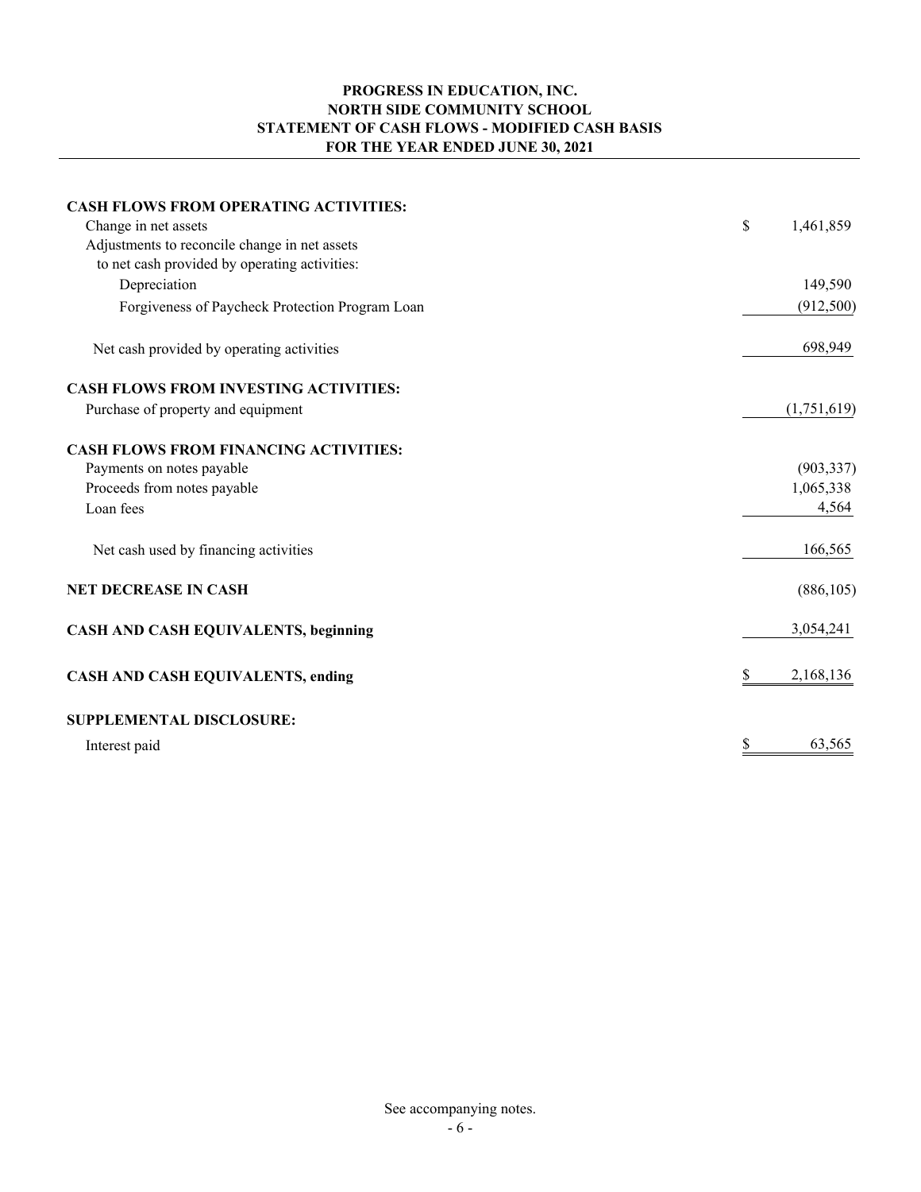# PROGRESS IN EDUCATION, INC.
## NORTH SIDE COMMUNITY SCHOOL
## STATEMENT OF CASH FLOWS - MODIFIED CASH BASIS
## FOR THE YEAR ENDED JUNE 30, 2021

| | |
|---|---|
| **CASH FLOWS FROM OPERATING ACTIVITIES:** | |
| Change in net assets | $ 1,461,859 |
| Adjustments to reconcile change in net assets to net cash provided by operating activities: | |
| Depreciation | 149,590 |
| Forgiveness of Paycheck Protection Program Loan | (912,500) |
| Net cash provided by operating activities | 698,949 |
| **CASH FLOWS FROM INVESTING ACTIVITIES:** | |
| Purchase of property and equipment | (1,751,619) |
| **CASH FLOWS FROM FINANCING ACTIVITIES:** | |
| Payments on notes payable | (903,337) |
| Proceeds from notes payable | 1,065,338 |
| Loan fees | 4,564 |
| Net cash used by financing activities | 166,565 |
| **NET DECREASE IN CASH** | (886,105) |
| **CASH AND CASH EQUIVALENTS, beginning** | 3,054,241 |
| **CASH AND CASH EQUIVALENTS, ending** | $ 2,168,136 |
| **SUPPLEMENTAL DISCLOSURE:** | |
| Interest paid | $ 63,565 |

See accompanying notes.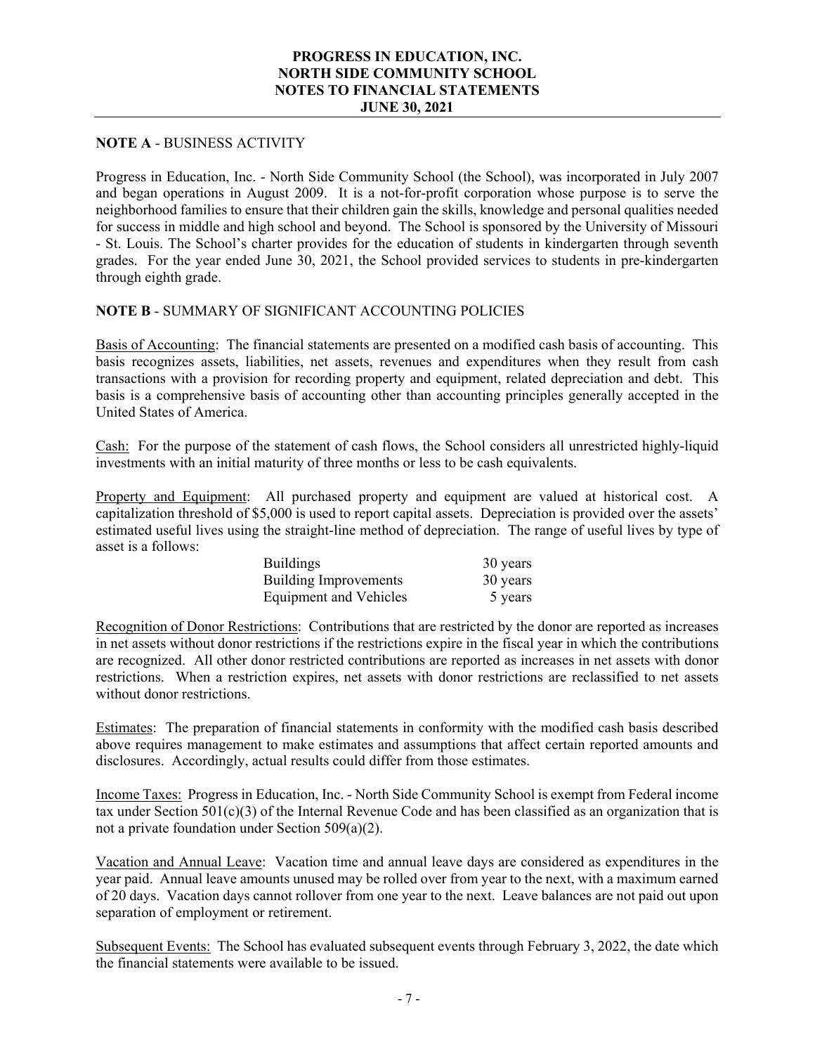**PROGRESS IN EDUCATION, INC.**
**NORTH SIDE COMMUNITY SCHOOL**
**NOTES TO FINANCIAL STATEMENTS**
**JUNE 30, 2021**

**NOTE A** - BUSINESS ACTIVITY

Progress in Education, Inc. - North Side Community School (the School), was incorporated in July 2007 and began operations in August 2009. It is a not-for-profit corporation whose purpose is to serve the neighborhood families to ensure that their children gain the skills, knowledge and personal qualities needed for success in middle and high school and beyond. The School is sponsored by the University of Missouri - St. Louis. The School's charter provides for the education of students in kindergarten through seventh grades. For the year ended June 30, 2021, the School provided services to students in pre-kindergarten through eighth grade.

**NOTE B** - SUMMARY OF SIGNIFICANT ACCOUNTING POLICIES

Basis of Accounting: The financial statements are presented on a modified cash basis of accounting. This basis recognizes assets, liabilities, net assets, revenues and expenditures when they result from cash transactions with a provision for recording property and equipment, related depreciation and debt. This basis is a comprehensive basis of accounting other than accounting principles generally accepted in the United States of America.

Cash: For the purpose of the statement of cash flows, the School considers all unrestricted highly-liquid investments with an initial maturity of three months or less to be cash equivalents.

Property and Equipment: All purchased property and equipment are valued at historical cost. A capitalization threshold of $5,000 is used to report capital assets. Depreciation is provided over the assets' estimated useful lives using the straight-line method of depreciation. The range of useful lives by type of asset is a follows:

| | |
|---|---|
| Buildings | 30 years |
| Building Improvements | 30 years |
| Equipment and Vehicles | 5 years |

Recognition of Donor Restrictions: Contributions that are restricted by the donor are reported as increases in net assets without donor restrictions if the restrictions expire in the fiscal year in which the contributions are recognized. All other donor restricted contributions are reported as increases in net assets with donor restrictions. When a restriction expires, net assets with donor restrictions are reclassified to net assets without donor restrictions.

Estimates: The preparation of financial statements in conformity with the modified cash basis described above requires management to make estimates and assumptions that affect certain reported amounts and disclosures. Accordingly, actual results could differ from those estimates.

Income Taxes: Progress in Education, Inc. - North Side Community School is exempt from Federal income tax under Section 501(c)(3) of the Internal Revenue Code and has been classified as an organization that is not a private foundation under Section 509(a)(2).

Vacation and Annual Leave: Vacation time and annual leave days are considered as expenditures in the year paid. Annual leave amounts unused may be rolled over from year to the next, with a maximum earned of 20 days. Vacation days cannot rollover from one year to the next. Leave balances are not paid out upon separation of employment or retirement.

Subsequent Events: The School has evaluated subsequent events through February 3, 2022, the date which the financial statements were available to be issued.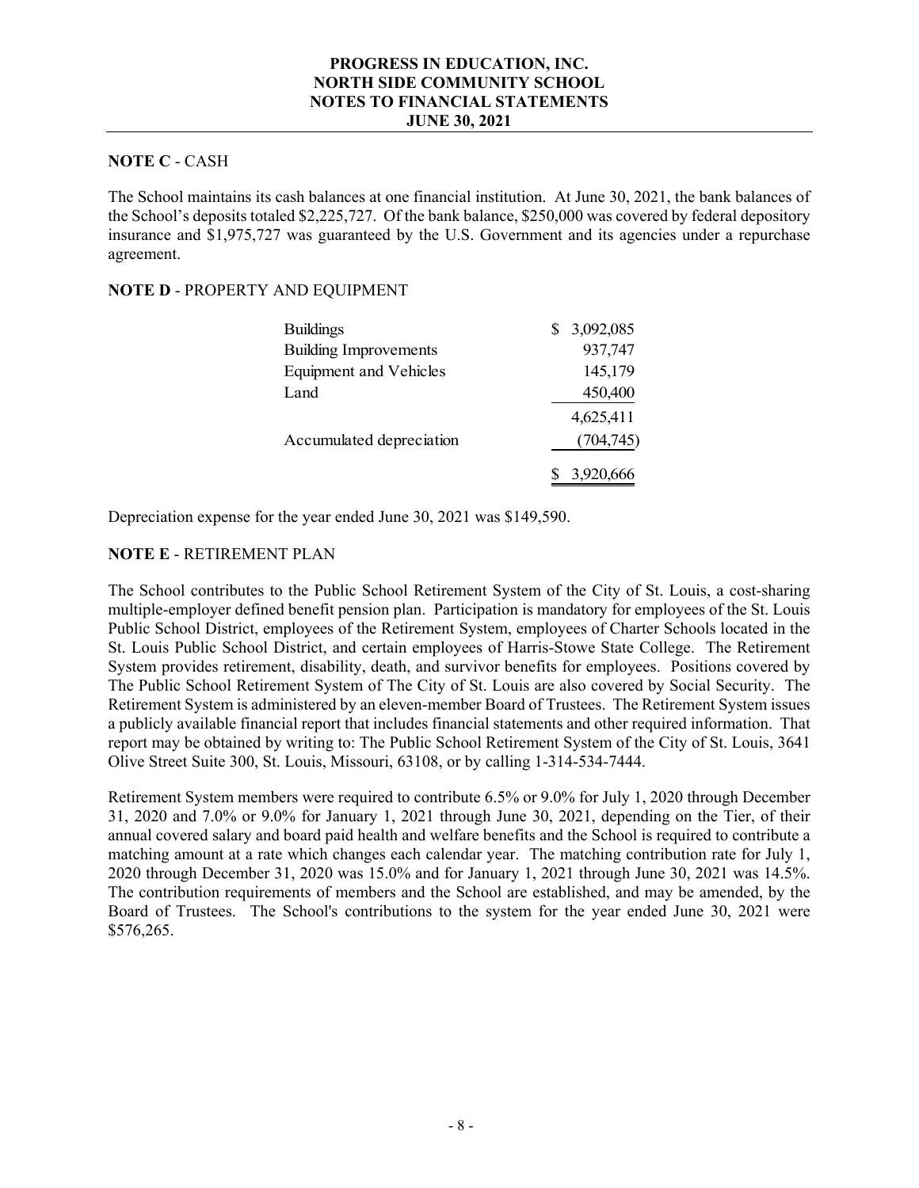**NOTE C** - CASH

The School maintains its cash balances at one financial institution. At June 30, 2021, the bank balances of the School's deposits totaled $2,225,727. Of the bank balance, $250,000 was covered by federal depository insurance and $1,975,727 was guaranteed by the U.S. Government and its agencies under a repurchase agreement.

**NOTE D** - PROPERTY AND EQUIPMENT

| | |
|---|---|
| Buildings | $ 3,092,085 |
| Building Improvements | 937,747 |
| Equipment and Vehicles | 145,179 |
| Land | 450,400 |
| | 4,625,411 |
| Accumulated depreciation | (704,745) |
| | $ 3,920,666 |

Depreciation expense for the year ended June 30, 2021 was $149,590.

**NOTE E** - RETIREMENT PLAN

The School contributes to the Public School Retirement System of the City of St. Louis, a cost-sharing multiple-employer defined benefit pension plan. Participation is mandatory for employees of the St. Louis Public School District, employees of the Retirement System, employees of Charter Schools located in the St. Louis Public School District, and certain employees of Harris-Stowe State College. The Retirement System provides retirement, disability, death, and survivor benefits for employees. Positions covered by The Public School Retirement System of The City of St. Louis are also covered by Social Security. The Retirement System is administered by an eleven-member Board of Trustees. The Retirement System issues a publicly available financial report that includes financial statements and other required information. That report may be obtained by writing to: The Public School Retirement System of the City of St. Louis, 3641 Olive Street Suite 300, St. Louis, Missouri, 63108, or by calling 1-314-534-7444.

Retirement System members were required to contribute 6.5% or 9.0% for July 1, 2020 through December 31, 2020 and 7.0% or 9.0% for January 1, 2021 through June 30, 2021, depending on the Tier, of their annual covered salary and board paid health and welfare benefits and the School is required to contribute a matching amount at a rate which changes each calendar year. The matching contribution rate for July 1, 2020 through December 31, 2020 was 15.0% and for January 1, 2021 through June 30, 2021 was 14.5%. The contribution requirements of members and the School are established, and may be amended, by the Board of Trustees. The School's contributions to the system for the year ended June 30, 2021 were $576,265.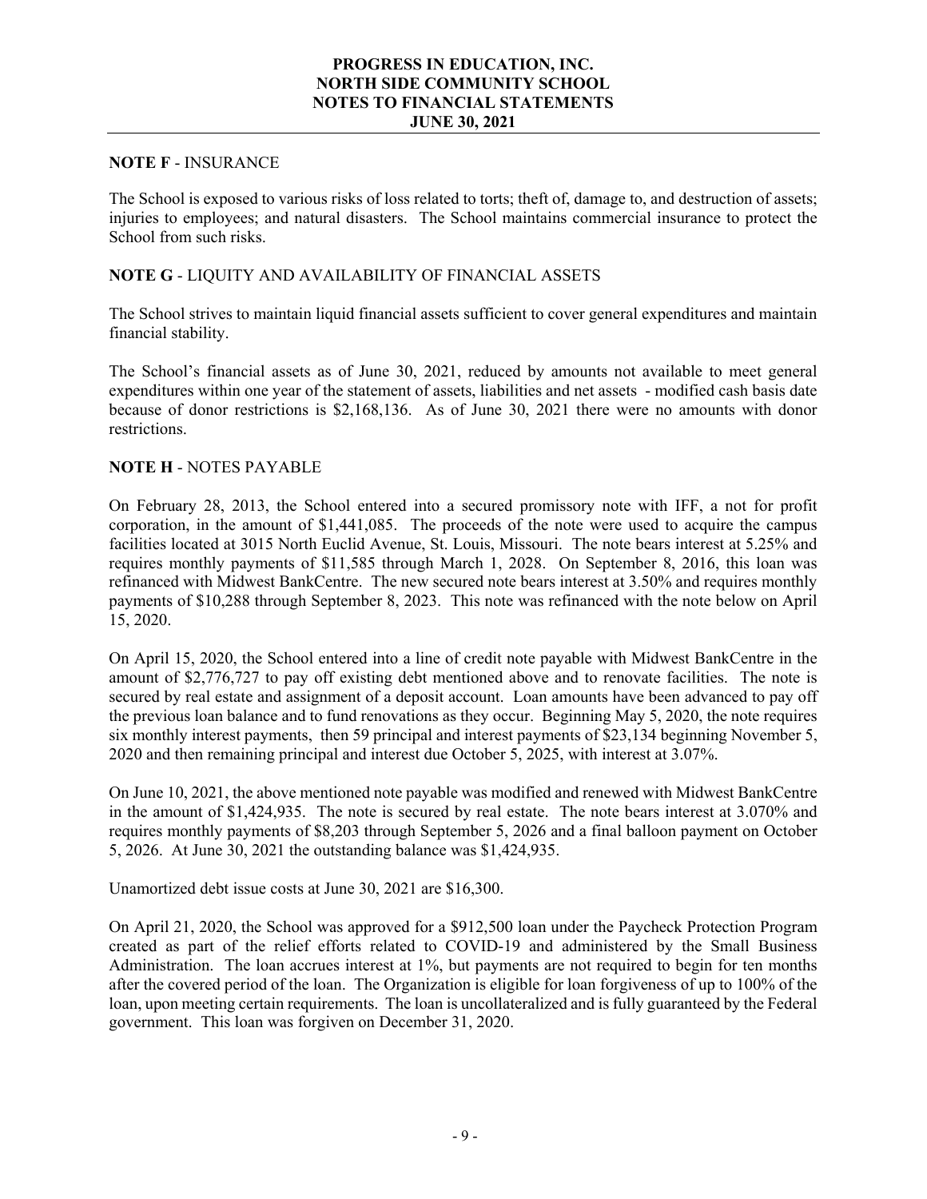**NOTE F** - INSURANCE

The School is exposed to various risks of loss related to torts; theft of, damage to, and destruction of assets; injuries to employees; and natural disasters. The School maintains commercial insurance to protect the School from such risks.

**NOTE G** - LIQUITY AND AVAILABILITY OF FINANCIAL ASSETS

The School strives to maintain liquid financial assets sufficient to cover general expenditures and maintain financial stability.

The School's financial assets as of June 30, 2021, reduced by amounts not available to meet general expenditures within one year of the statement of assets, liabilities and net assets - modified cash basis date because of donor restrictions is $2,168,136. As of June 30, 2021 there were no amounts with donor restrictions.

**NOTE H** - NOTES PAYABLE

On February 28, 2013, the School entered into a secured promissory note with IFF, a not for profit corporation, in the amount of $1,441,085. The proceeds of the note were used to acquire the campus facilities located at 3015 North Euclid Avenue, St. Louis, Missouri. The note bears interest at 5.25% and requires monthly payments of $11,585 through March 1, 2028. On September 8, 2016, this loan was refinanced with Midwest BankCentre. The new secured note bears interest at 3.50% and requires monthly payments of $10,288 through September 8, 2023. This note was refinanced with the note below on April 15, 2020.

On April 15, 2020, the School entered into a line of credit note payable with Midwest BankCentre in the amount of $2,776,727 to pay off existing debt mentioned above and to renovate facilities. The note is secured by real estate and assignment of a deposit account. Loan amounts have been advanced to pay off the previous loan balance and to fund renovations as they occur. Beginning May 5, 2020, the note requires six monthly interest payments, then 59 principal and interest payments of $23,134 beginning November 5, 2020 and then remaining principal and interest due October 5, 2025, with interest at 3.07%.

On June 10, 2021, the above mentioned note payable was modified and renewed with Midwest BankCentre in the amount of $1,424,935. The note is secured by real estate. The note bears interest at 3.070% and requires monthly payments of $8,203 through September 5, 2026 and a final balloon payment on October 5, 2026. At June 30, 2021 the outstanding balance was $1,424,935.

Unamortized debt issue costs at June 30, 2021 are $16,300.

On April 21, 2020, the School was approved for a $912,500 loan under the Paycheck Protection Program created as part of the relief efforts related to COVID-19 and administered by the Small Business Administration. The loan accrues interest at 1%, but payments are not required to begin for ten months after the covered period of the loan. The Organization is eligible for loan forgiveness of up to 100% of the loan, upon meeting certain requirements. The loan is uncollateralized and is fully guaranteed by the Federal government. This loan was forgiven on December 31, 2020.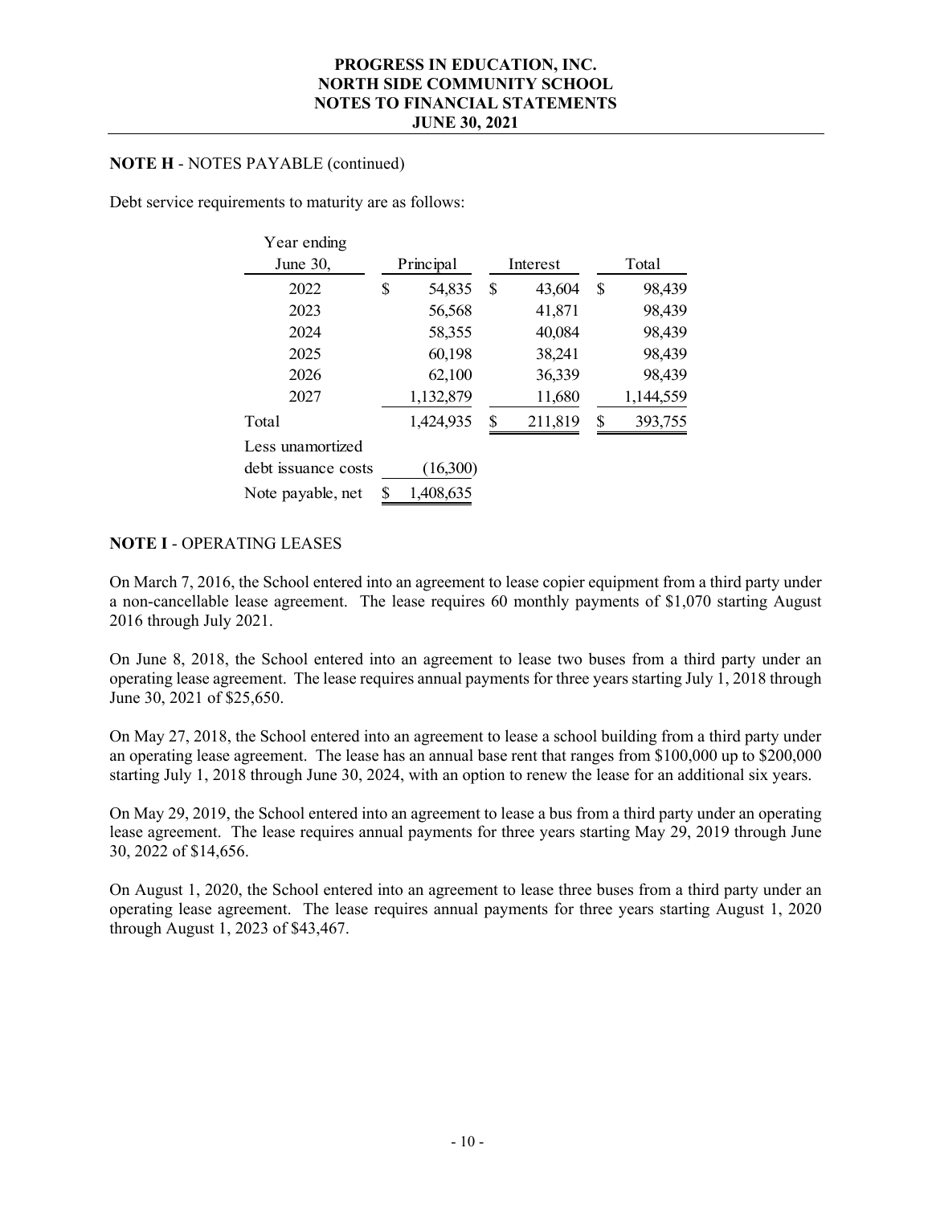**NOTE H** - NOTES PAYABLE (continued)

Debt service requirements to maturity are as follows:

| Year ending June 30, | Principal | Interest | Total |
|---|---|---|---|
| 2022 | $ 54,835 | $ 43,604 | $ 98,439 |
| 2023 | 56,568 | 41,871 | 98,439 |
| 2024 | 58,355 | 40,084 | 98,439 |
| 2025 | 60,198 | 38,241 | 98,439 |
| 2026 | 62,100 | 36,339 | 98,439 |
| 2027 | 1,132,879 | 11,680 | 1,144,559 |
| Total | 1,424,935 | $ 211,819 | $ 393,755 |
| Less unamortized debt issuance costs | (16,300) | | |
| Note payable, net | $ 1,408,635 | | |

**NOTE I** - OPERATING LEASES

On March 7, 2016, the School entered into an agreement to lease copier equipment from a third party under a non-cancellable lease agreement. The lease requires 60 monthly payments of $1,070 starting August 2016 through July 2021.

On June 8, 2018, the School entered into an agreement to lease two buses from a third party under an operating lease agreement. The lease requires annual payments for three years starting July 1, 2018 through June 30, 2021 of $25,650.

On May 27, 2018, the School entered into an agreement to lease a school building from a third party under an operating lease agreement. The lease has an annual base rent that ranges from $100,000 up to $200,000 starting July 1, 2018 through June 30, 2024, with an option to renew the lease for an additional six years.

On May 29, 2019, the School entered into an agreement to lease a bus from a third party under an operating lease agreement. The lease requires annual payments for three years starting May 29, 2019 through June 30, 2022 of $14,656.

On August 1, 2020, the School entered into an agreement to lease three buses from a third party under an operating lease agreement. The lease requires annual payments for three years starting August 1, 2020 through August 1, 2023 of $43,467.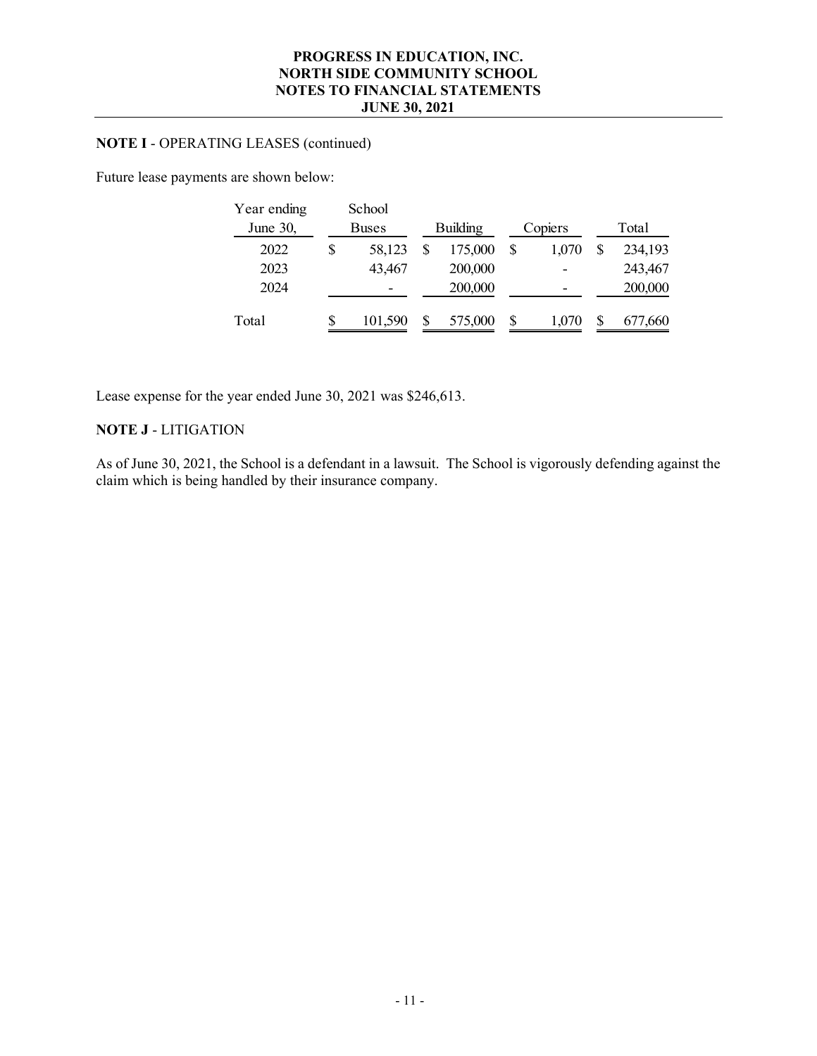**NOTE I** - OPERATING LEASES (continued)

Future lease payments are shown below:

| Year ending June 30, | School Buses | Building | Copiers | Total |
|---|---|---|---|---|
| 2022 | $ 58,123 | $ 175,000 | $ 1,070 | $ 234,193 |
| 2023 | 43,467 | 200,000 | - | 243,467 |
| 2024 | - | 200,000 | - | 200,000 |
| Total | $ 101,590 | $ 575,000 | $ 1,070 | $ 677,660 |

Lease expense for the year ended June 30, 2021 was $246,613.

**NOTE J** - LITIGATION

As of June 30, 2021, the School is a defendant in a lawsuit. The School is vigorously defending against the claim which is being handled by their insurance company.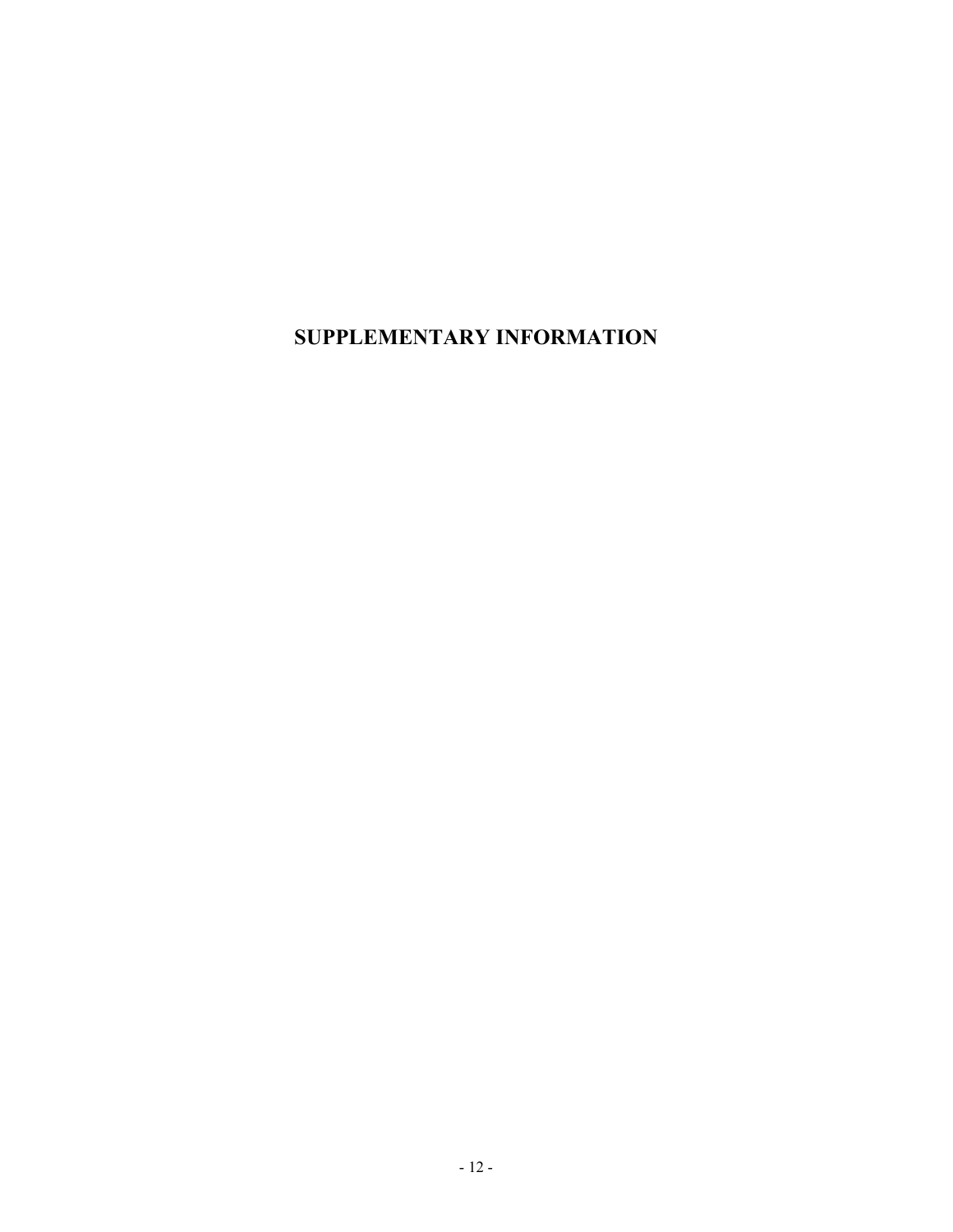# SUPPLEMENTARY INFORMATION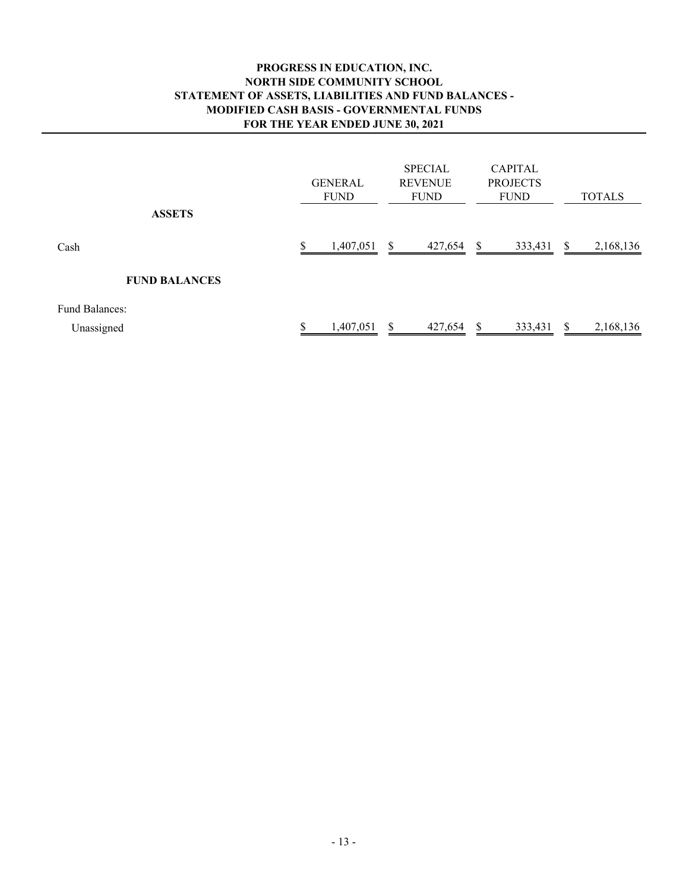# PROGRESS IN EDUCATION, INC.
## NORTH SIDE COMMUNITY SCHOOL
## STATEMENT OF ASSETS, LIABILITIES AND FUND BALANCES - MODIFIED CASH BASIS - GOVERNMENTAL FUNDS
## FOR THE YEAR ENDED JUNE 30, 2021

| | GENERAL FUND | SPECIAL REVENUE FUND | CAPITAL PROJECTS FUND | TOTALS |
|---|---|---|---|---|
| **ASSETS** | | | | |
| Cash | $ 1,407,051 | $ 427,654 | $ 333,431 | $ 2,168,136 |
| **FUND BALANCES** | | | | |
| Fund Balances: | | | | |
| Unassigned | $ 1,407,051 | $ 427,654 | $ 333,431 | $ 2,168,136 |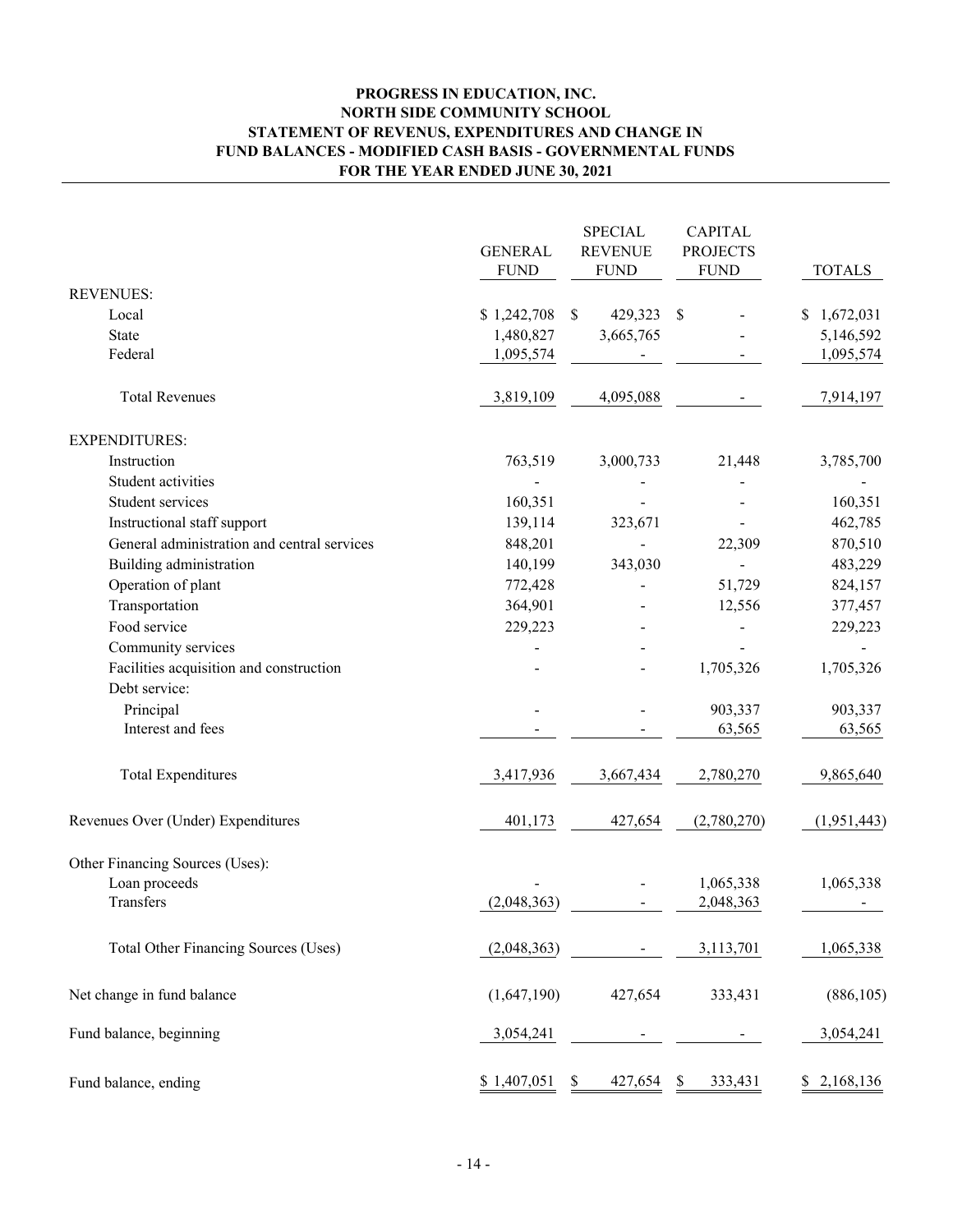**PROGRESS IN EDUCATION, INC.**
**NORTH SIDE COMMUNITY SCHOOL**
**STATEMENT OF REVENUS, EXPENDITURES AND CHANGE IN**
**FUND BALANCES - MODIFIED CASH BASIS - GOVERNMENTAL FUNDS**
**FOR THE YEAR ENDED JUNE 30, 2021**

| | GENERAL FUND | SPECIAL REVENUE FUND | CAPITAL PROJECTS FUND | TOTALS |
|---|---|---|---|---|
| REVENUES: | | | | |
| Local | $ 1,242,708 | $ 429,323 | $ - | $ 1,672,031 |
| State | 1,480,827 | 3,665,765 | - | 5,146,592 |
| Federal | 1,095,574 | - | - | 1,095,574 |
| Total Revenues | 3,819,109 | 4,095,088 | - | 7,914,197 |
| EXPENDITURES: | | | | |
| Instruction | 763,519 | 3,000,733 | 21,448 | 3,785,700 |
| Student activities | - | - | - | - |
| Student services | 160,351 | - | - | 160,351 |
| Instructional staff support | 139,114 | 323,671 | - | 462,785 |
| General administration and central services | 848,201 | - | 22,309 | 870,510 |
| Building administration | 140,199 | 343,030 | - | 483,229 |
| Operation of plant | 772,428 | - | 51,729 | 824,157 |
| Transportation | 364,901 | - | 12,556 | 377,457 |
| Food service | 229,223 | - | - | 229,223 |
| Community services | - | - | - | - |
| Facilities acquisition and construction | - | - | 1,705,326 | 1,705,326 |
| Debt service: | | | | |
| Principal | - | - | 903,337 | 903,337 |
| Interest and fees | - | - | 63,565 | 63,565 |
| Total Expenditures | 3,417,936 | 3,667,434 | 2,780,270 | 9,865,640 |
| Revenues Over (Under) Expenditures | 401,173 | 427,654 | (2,780,270) | (1,951,443) |
| Other Financing Sources (Uses): | | | | |
| Loan proceeds | - | - | 1,065,338 | 1,065,338 |
| Transfers | (2,048,363) | - | 2,048,363 | - |
| Total Other Financing Sources (Uses) | (2,048,363) | - | 3,113,701 | 1,065,338 |
| Net change in fund balance | (1,647,190) | 427,654 | 333,431 | (886,105) |
| Fund balance, beginning | 3,054,241 | - | - | 3,054,241 |
| Fund balance, ending | $ 1,407,051 | $ 427,654 | $ 333,431 | $ 2,168,136 |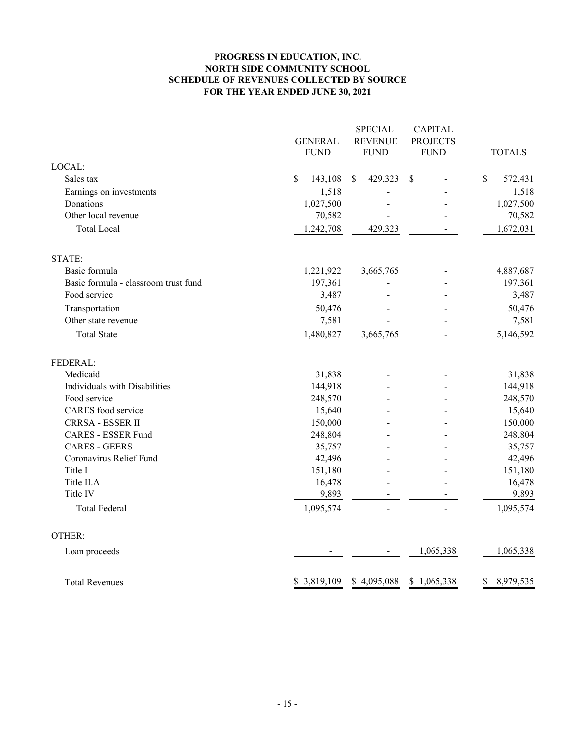**PROGRESS IN EDUCATION, INC.**
**NORTH SIDE COMMUNITY SCHOOL**
**SCHEDULE OF REVENUES COLLECTED BY SOURCE**
**FOR THE YEAR ENDED JUNE 30, 2021**

| | GENERAL FUND | SPECIAL REVENUE FUND | CAPITAL PROJECTS FUND | TOTALS |
|---|---|---|---|---|
| LOCAL: | | | | |
| Sales tax | $ 143,108 | $ 429,323 | $ - | $ 572,431 |
| Earnings on investments | 1,518 | - | - | 1,518 |
| Donations | 1,027,500 | - | - | 1,027,500 |
| Other local revenue | 70,582 | - | - | 70,582 |
| Total Local | 1,242,708 | 429,323 | - | 1,672,031 |
| STATE: | | | | |
| Basic formula | 1,221,922 | 3,665,765 | - | 4,887,687 |
| Basic formula - classroom trust fund | 197,361 | - | - | 197,361 |
| Food service | 3,487 | - | - | 3,487 |
| Transportation | 50,476 | - | - | 50,476 |
| Other state revenue | 7,581 | - | - | 7,581 |
| Total State | 1,480,827 | 3,665,765 | - | 5,146,592 |
| FEDERAL: | | | | |
| Medicaid | 31,838 | - | - | 31,838 |
| Individuals with Disabilities | 144,918 | - | - | 144,918 |
| Food service | 248,570 | - | - | 248,570 |
| CARES food service | 15,640 | - | - | 15,640 |
| CRRSA - ESSER II | 150,000 | - | - | 150,000 |
| CARES - ESSER Fund | 248,804 | - | - | 248,804 |
| CARES - GEERS | 35,757 | - | - | 35,757 |
| Coronavirus Relief Fund | 42,496 | - | - | 42,496 |
| Title I | 151,180 | - | - | 151,180 |
| Title II.A | 16,478 | - | - | 16,478 |
| Title IV | 9,893 | - | - | 9,893 |
| Total Federal | 1,095,574 | - | - | 1,095,574 |
| OTHER: | | | | |
| Loan proceeds | - | - | 1,065,338 | 1,065,338 |
| Total Revenues | $ 3,819,109 | $ 4,095,088 | $ 1,065,338 | $ 8,979,535 |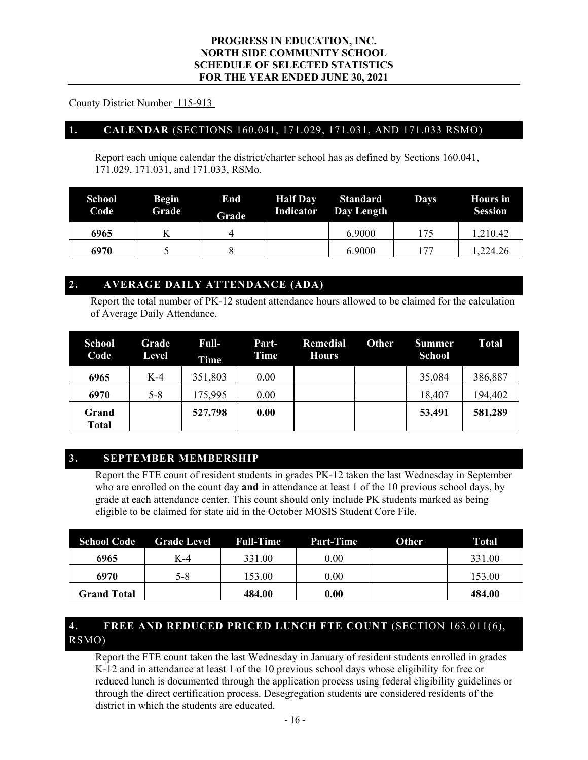# PROGRESS IN EDUCATION, INC.
# NORTH SIDE COMMUNITY SCHOOL
# SCHEDULE OF SELECTED STATISTICS
# FOR THE YEAR ENDED JUNE 30, 2021

County District Number 115-913

## 1. CALENDAR (SECTIONS 160.041, 171.029, 171.031, AND 171.033 RSMO)

Report each unique calendar the district/charter school has as defined by Sections 160.041, 171.029, 171.031, and 171.033, RSMo.

| School Code | Begin Grade | End Grade | Half Day Indicator | Standard Day Length | Days | Hours in Session |
|---|---|---|---|---|---|---|
| **6965** | K | 4 | | 6.9000 | 175 | 1,210.42 |
| **6970** | 5 | 8 | | 6.9000 | 177 | 1,224.26 |

## 2. AVERAGE DAILY ATTENDANCE (ADA)

Report the total number of PK-12 student attendance hours allowed to be claimed for the calculation of Average Daily Attendance.

| School Code | Grade Level | Full-Time | Part-Time | Remedial Hours | Other | Summer School | Total |
|---|---|---|---|---|---|---|---|
| **6965** | K-4 | 351,803 | 0.00 | | | 35,084 | 386,887 |
| **6970** | 5-8 | 175,995 | 0.00 | | | 18,407 | 194,402 |
| **Grand Total** | | **527,798** | **0.00** | | | **53,491** | **581,289** |

## 3. SEPTEMBER MEMBERSHIP

Report the FTE count of resident students in grades PK-12 taken the last Wednesday in September who are enrolled on the count day **and** in attendance at least 1 of the 10 previous school days, by grade at each attendance center. This count should only include PK students marked as being eligible to be claimed for state aid in the October MOSIS Student Core File.

| School Code | Grade Level | Full-Time | Part-Time | Other | Total |
|---|---|---|---|---|---|
| **6965** | K-4 | 331.00 | 0.00 | | 331.00 |
| **6970** | 5-8 | 153.00 | 0.00 | | 153.00 |
| **Grand Total** | | **484.00** | **0.00** | | **484.00** |

## 4. FREE AND REDUCED PRICED LUNCH FTE COUNT (SECTION 163.011(6), RSMO)

Report the FTE count taken the last Wednesday in January of resident students enrolled in grades K-12 and in attendance at least 1 of the 10 previous school days whose eligibility for free or reduced lunch is documented through the application process using federal eligibility guidelines or through the direct certification process. Desegregation students are considered residents of the district in which the students are educated.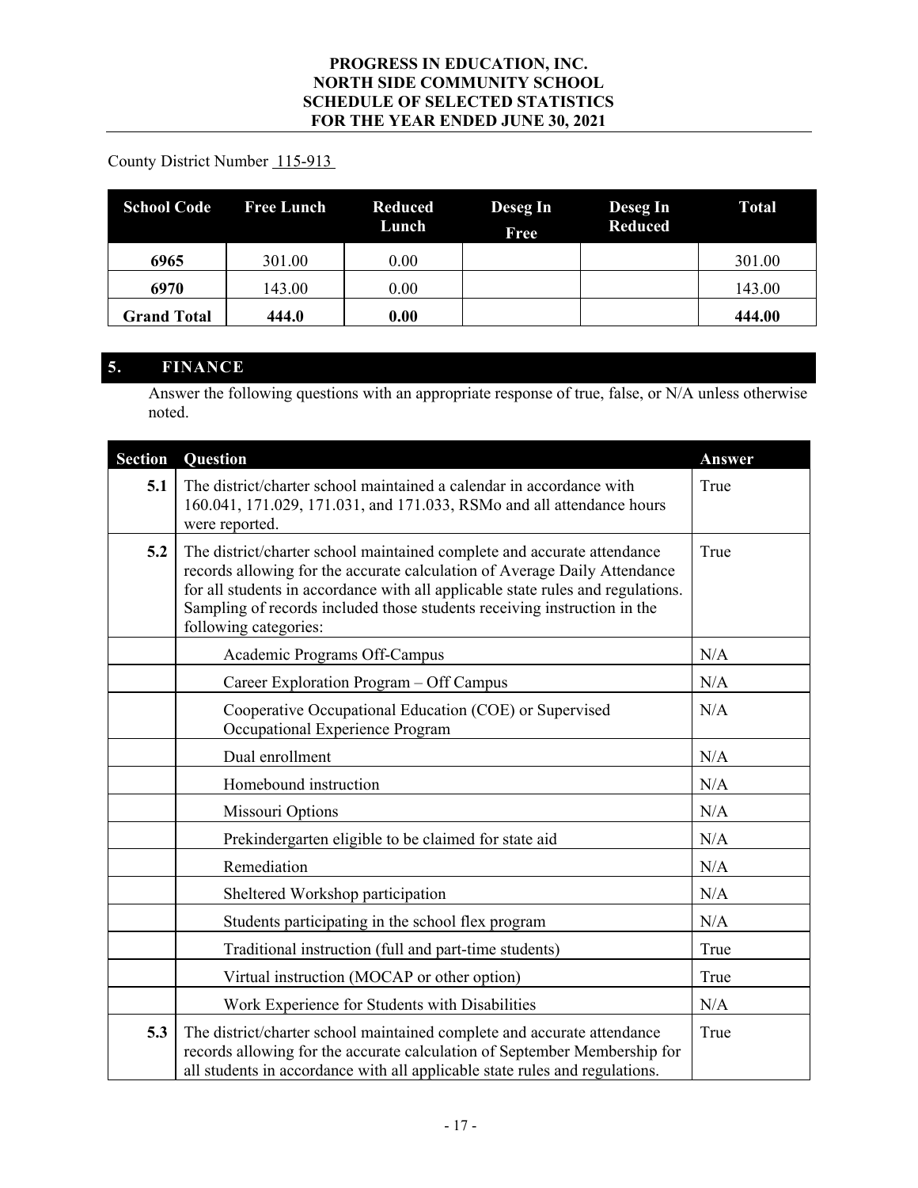**PROGRESS IN EDUCATION, INC.**
**NORTH SIDE COMMUNITY SCHOOL**
**SCHEDULE OF SELECTED STATISTICS**
**FOR THE YEAR ENDED JUNE 30, 2021**

County District Number 115-913

| School Code | Free Lunch | Reduced Lunch | Deseg In Free | Deseg In Reduced | Total |
|---|---|---|---|---|---|
| **6965** | 301.00 | 0.00 | | | 301.00 |
| **6970** | 143.00 | 0.00 | | | 143.00 |
| **Grand Total** | **444.0** | **0.00** | | | **444.00** |

## 5. FINANCE

Answer the following questions with an appropriate response of true, false, or N/A unless otherwise noted.

| Section | Question | Answer |
|---|---|---|
| **5.1** | The district/charter school maintained a calendar in accordance with 160.041, 171.029, 171.031, and 171.033, RSMo and all attendance hours were reported. | True |
| **5.2** | The district/charter school maintained complete and accurate attendance records allowing for the accurate calculation of Average Daily Attendance for all students in accordance with all applicable state rules and regulations. Sampling of records included those students receiving instruction in the following categories: | True |
| | Academic Programs Off-Campus | N/A |
| | Career Exploration Program – Off Campus | N/A |
| | Cooperative Occupational Education (COE) or Supervised Occupational Experience Program | N/A |
| | Dual enrollment | N/A |
| | Homebound instruction | N/A |
| | Missouri Options | N/A |
| | Prekindergarten eligible to be claimed for state aid | N/A |
| | Remediation | N/A |
| | Sheltered Workshop participation | N/A |
| | Students participating in the school flex program | N/A |
| | Traditional instruction (full and part-time students) | True |
| | Virtual instruction (MOCAP or other option) | True |
| | Work Experience for Students with Disabilities | N/A |
| **5.3** | The district/charter school maintained complete and accurate attendance records allowing for the accurate calculation of September Membership for all students in accordance with all applicable state rules and regulations. | True |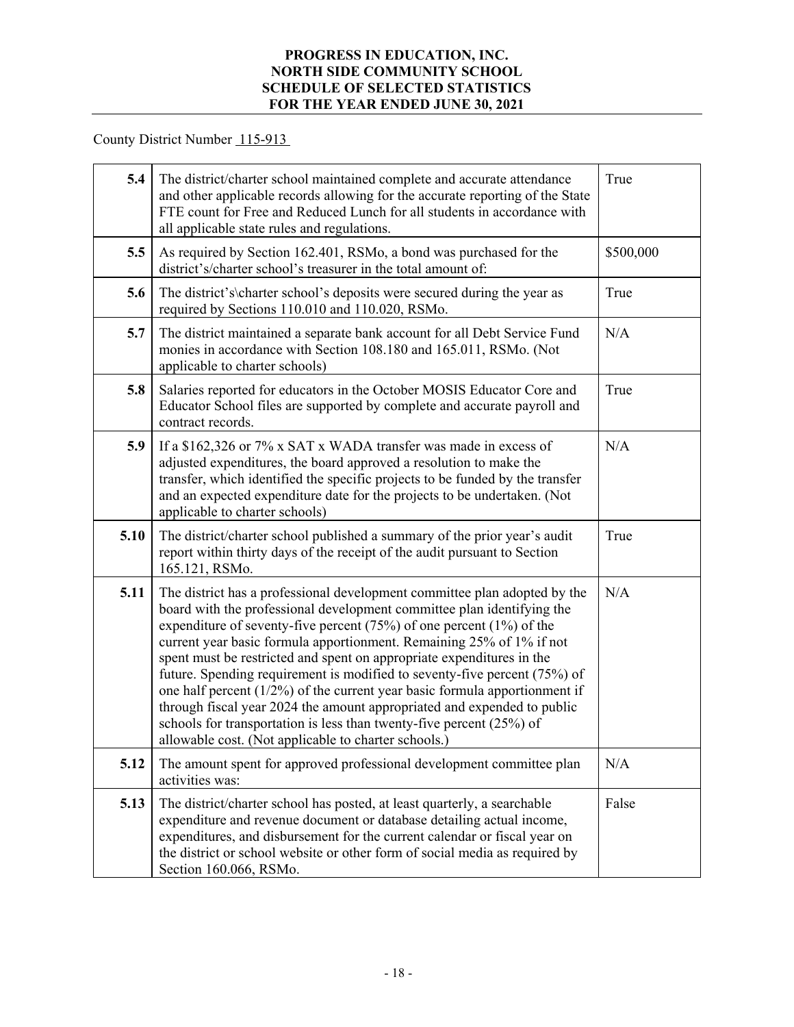**PROGRESS IN EDUCATION, INC.**
**NORTH SIDE COMMUNITY SCHOOL**
**SCHEDULE OF SELECTED STATISTICS**
**FOR THE YEAR ENDED JUNE 30, 2021**

County District Number 115-913

| | | |
|---|---|---|
| **5.4** | The district/charter school maintained complete and accurate attendance and other applicable records allowing for the accurate reporting of the State FTE count for Free and Reduced Lunch for all students in accordance with all applicable state rules and regulations. | True |
| **5.5** | As required by Section 162.401, RSMo, a bond was purchased for the district's/charter school's treasurer in the total amount of: | $500,000 |
| **5.6** | The district's\charter school's deposits were secured during the year as required by Sections 110.010 and 110.020, RSMo. | True |
| **5.7** | The district maintained a separate bank account for all Debt Service Fund monies in accordance with Section 108.180 and 165.011, RSMo. (Not applicable to charter schools) | N/A |
| **5.8** | Salaries reported for educators in the October MOSIS Educator Core and Educator School files are supported by complete and accurate payroll and contract records. | True |
| **5.9** | If a $162,326 or 7% x SAT x WADA transfer was made in excess of adjusted expenditures, the board approved a resolution to make the transfer, which identified the specific projects to be funded by the transfer and an expected expenditure date for the projects to be undertaken. (Not applicable to charter schools) | N/A |
| **5.10** | The district/charter school published a summary of the prior year's audit report within thirty days of the receipt of the audit pursuant to Section 165.121, RSMo. | True |
| **5.11** | The district has a professional development committee plan adopted by the board with the professional development committee plan identifying the expenditure of seventy-five percent (75%) of one percent (1%) of the current year basic formula apportionment. Remaining 25% of 1% if not spent must be restricted and spent on appropriate expenditures in the future. Spending requirement is modified to seventy-five percent (75%) of one half percent (1/2%) of the current year basic formula apportionment if through fiscal year 2024 the amount appropriated and expended to public schools for transportation is less than twenty-five percent (25%) of allowable cost. (Not applicable to charter schools.) | N/A |
| **5.12** | The amount spent for approved professional development committee plan activities was: | N/A |
| **5.13** | The district/charter school has posted, at least quarterly, a searchable expenditure and revenue document or database detailing actual income, expenditures, and disbursement for the current calendar or fiscal year on the district or school website or other form of social media as required by Section 160.066, RSMo. | False |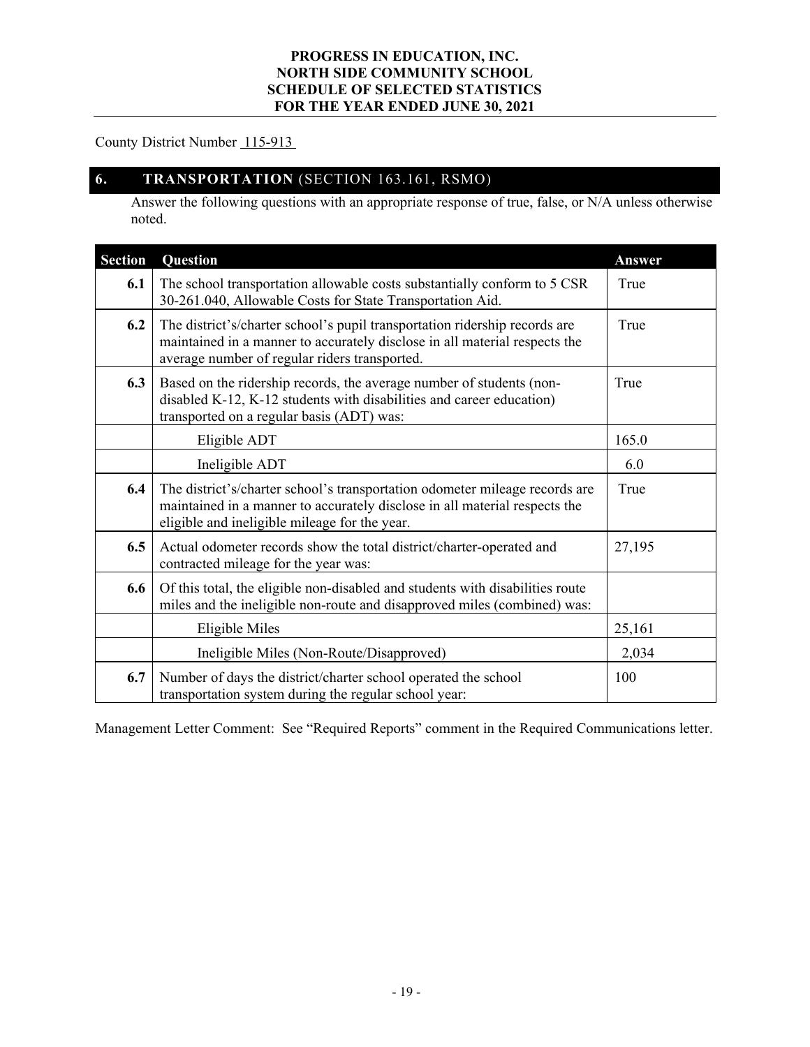**PROGRESS IN EDUCATION, INC.**
**NORTH SIDE COMMUNITY SCHOOL**
**SCHEDULE OF SELECTED STATISTICS**
**FOR THE YEAR ENDED JUNE 30, 2021**

County District Number 115-913

## 6. TRANSPORTATION (SECTION 163.161, RSMO)

Answer the following questions with an appropriate response of true, false, or N/A unless otherwise noted.

| Section | Question | Answer |
|---|---|---|
| **6.1** | The school transportation allowable costs substantially conform to 5 CSR 30-261.040, Allowable Costs for State Transportation Aid. | True |
| **6.2** | The district's/charter school's pupil transportation ridership records are maintained in a manner to accurately disclose in all material respects the average number of regular riders transported. | True |
| **6.3** | Based on the ridership records, the average number of students (non-disabled K-12, K-12 students with disabilities and career education) transported on a regular basis (ADT) was: | True |
| | Eligible ADT | 165.0 |
| | Ineligible ADT | 6.0 |
| **6.4** | The district's/charter school's transportation odometer mileage records are maintained in a manner to accurately disclose in all material respects the eligible and ineligible mileage for the year. | True |
| **6.5** | Actual odometer records show the total district/charter-operated and contracted mileage for the year was: | 27,195 |
| **6.6** | Of this total, the eligible non-disabled and students with disabilities route miles and the ineligible non-route and disapproved miles (combined) was: | |
| | Eligible Miles | 25,161 |
| | Ineligible Miles (Non-Route/Disapproved) | 2,034 |
| **6.7** | Number of days the district/charter school operated the school transportation system during the regular school year: | 100 |

Management Letter Comment: See "Required Reports" comment in the Required Communications letter.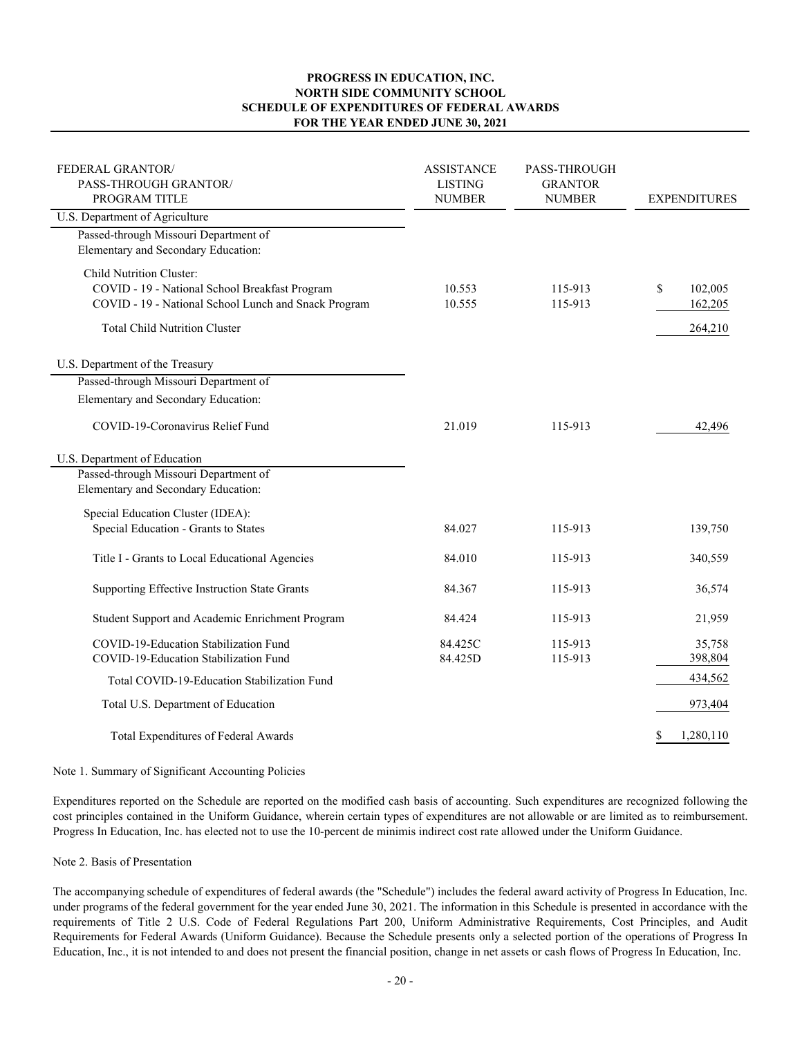**PROGRESS IN EDUCATION, INC.**
**NORTH SIDE COMMUNITY SCHOOL**
**SCHEDULE OF EXPENDITURES OF FEDERAL AWARDS**
**FOR THE YEAR ENDED JUNE 30, 2021**

| FEDERAL GRANTOR/ PASS-THROUGH GRANTOR/ PROGRAM TITLE | ASSISTANCE LISTING NUMBER | PASS-THROUGH GRANTOR NUMBER | EXPENDITURES |
|---|---|---|---|
| U.S. Department of Agriculture | | | |
| Passed-through Missouri Department of Elementary and Secondary Education: | | | |
| Child Nutrition Cluster: | | | |
| COVID - 19 - National School Breakfast Program | 10.553 | 115-913 | $ 102,005 |
| COVID - 19 - National School Lunch and Snack Program | 10.555 | 115-913 | 162,205 |
| Total Child Nutrition Cluster | | | 264,210 |
| U.S. Department of the Treasury | | | |
| Passed-through Missouri Department of Elementary and Secondary Education: | | | |
| COVID-19-Coronavirus Relief Fund | 21.019 | 115-913 | 42,496 |
| U.S. Department of Education | | | |
| Passed-through Missouri Department of Elementary and Secondary Education: | | | |
| Special Education Cluster (IDEA): | | | |
| Special Education - Grants to States | 84.027 | 115-913 | 139,750 |
| Title I - Grants to Local Educational Agencies | 84.010 | 115-913 | 340,559 |
| Supporting Effective Instruction State Grants | 84.367 | 115-913 | 36,574 |
| Student Support and Academic Enrichment Program | 84.424 | 115-913 | 21,959 |
| COVID-19-Education Stabilization Fund | 84.425C | 115-913 | 35,758 |
| COVID-19-Education Stabilization Fund | 84.425D | 115-913 | 398,804 |
| Total COVID-19-Education Stabilization Fund | | | 434,562 |
| Total U.S. Department of Education | | | 973,404 |
| Total Expenditures of Federal Awards | | | $ 1,280,110 |

Note 1. Summary of Significant Accounting Policies

Expenditures reported on the Schedule are reported on the modified cash basis of accounting. Such expenditures are recognized following the cost principles contained in the Uniform Guidance, wherein certain types of expenditures are not allowable or are limited as to reimbursement. Progress In Education, Inc. has elected not to use the 10-percent de minimis indirect cost rate allowed under the Uniform Guidance.

Note 2. Basis of Presentation

The accompanying schedule of expenditures of federal awards (the "Schedule") includes the federal award activity of Progress In Education, Inc. under programs of the federal government for the year ended June 30, 2021. The information in this Schedule is presented in accordance with the requirements of Title 2 U.S. Code of Federal Regulations Part 200, Uniform Administrative Requirements, Cost Principles, and Audit Requirements for Federal Awards (Uniform Guidance). Because the Schedule presents only a selected portion of the operations of Progress In Education, Inc., it is not intended to and does not present the financial position, change in net assets or cash flows of Progress In Education, Inc.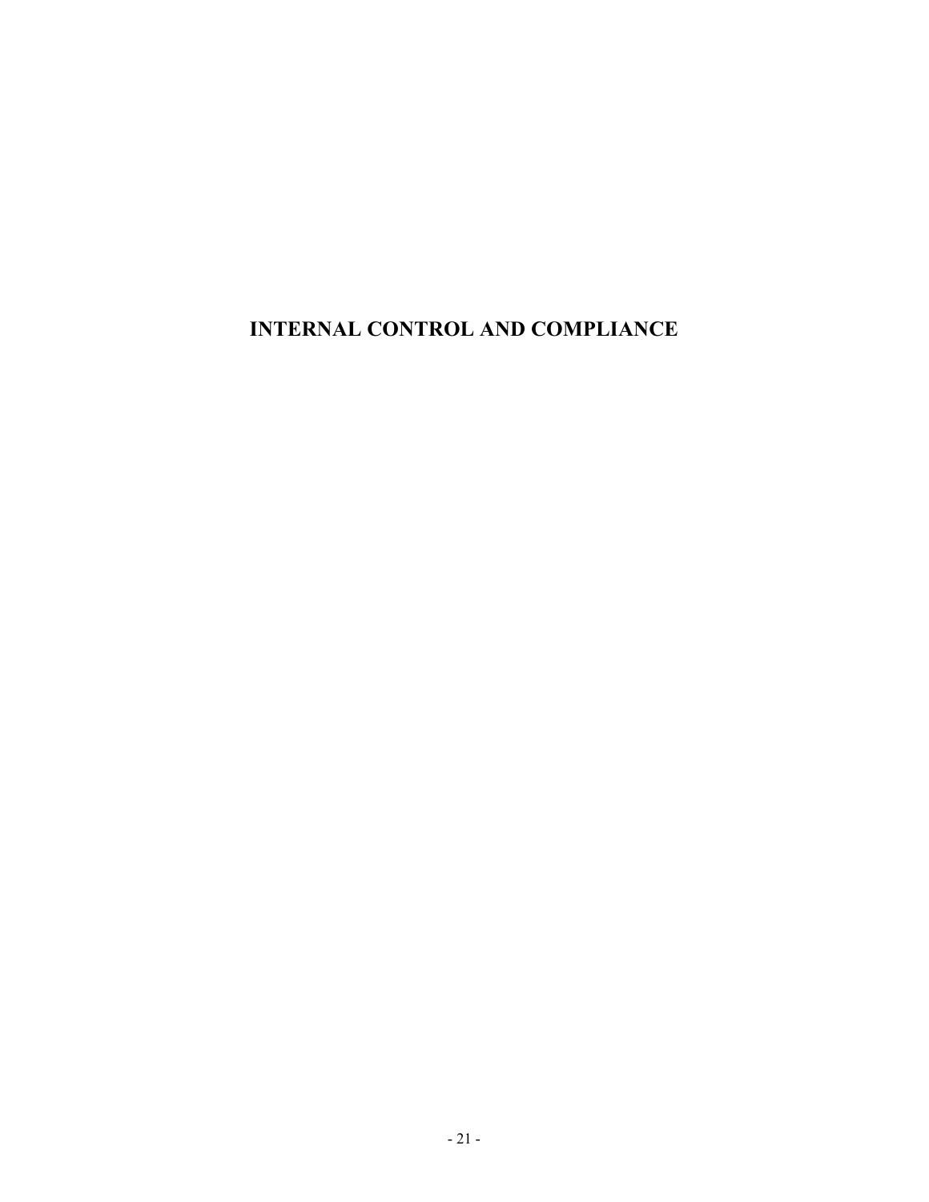# INTERNAL CONTROL AND COMPLIANCE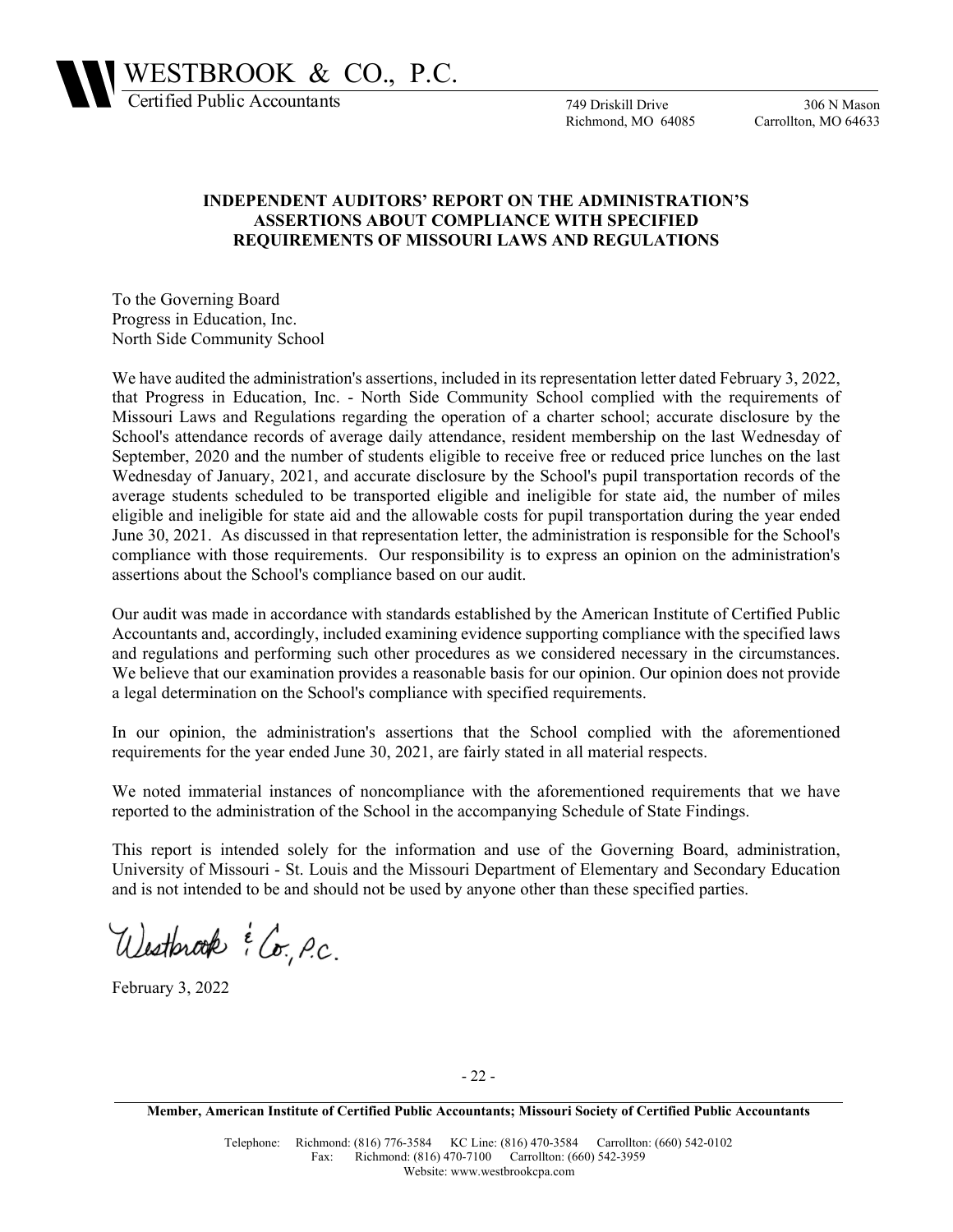WESTBROOK & CO., P.C.
Certified Public Accountants

749 Driskill Drive
Richmond, MO 64085

306 N Mason
Carrollton, MO 64633

## INDEPENDENT AUDITORS' REPORT ON THE ADMINISTRATION'S ASSERTIONS ABOUT COMPLIANCE WITH SPECIFIED REQUIREMENTS OF MISSOURI LAWS AND REGULATIONS

To the Governing Board
Progress in Education, Inc.
North Side Community School

We have audited the administration's assertions, included in its representation letter dated February 3, 2022, that Progress in Education, Inc. - North Side Community School complied with the requirements of Missouri Laws and Regulations regarding the operation of a charter school; accurate disclosure by the School's attendance records of average daily attendance, resident membership on the last Wednesday of September, 2020 and the number of students eligible to receive free or reduced price lunches on the last Wednesday of January, 2021, and accurate disclosure by the School's pupil transportation records of the average students scheduled to be transported eligible and ineligible for state aid, the number of miles eligible and ineligible for state aid and the allowable costs for pupil transportation during the year ended June 30, 2021. As discussed in that representation letter, the administration is responsible for the School's compliance with those requirements. Our responsibility is to express an opinion on the administration's assertions about the School's compliance based on our audit.

Our audit was made in accordance with standards established by the American Institute of Certified Public Accountants and, accordingly, included examining evidence supporting compliance with the specified laws and regulations and performing such other procedures as we considered necessary in the circumstances. We believe that our examination provides a reasonable basis for our opinion. Our opinion does not provide a legal determination on the School's compliance with specified requirements.

In our opinion, the administration's assertions that the School complied with the aforementioned requirements for the year ended June 30, 2021, are fairly stated in all material respects.

We noted immaterial instances of noncompliance with the aforementioned requirements that we have reported to the administration of the School in the accompanying Schedule of State Findings.

This report is intended solely for the information and use of the Governing Board, administration, University of Missouri - St. Louis and the Missouri Department of Elementary and Secondary Education and is not intended to be and should not be used by anyone other than these specified parties.

Westbrook & Co., P.C.

February 3, 2022

**Member, American Institute of Certified Public Accountants; Missouri Society of Certified Public Accountants**

Telephone: Richmond: (816) 776-3584 KC Line: (816) 470-3584 Carrollton: (660) 542-0102
Fax: Richmond: (816) 470-7100 Carrollton: (660) 542-3959
Website: www.westbrookcpa.com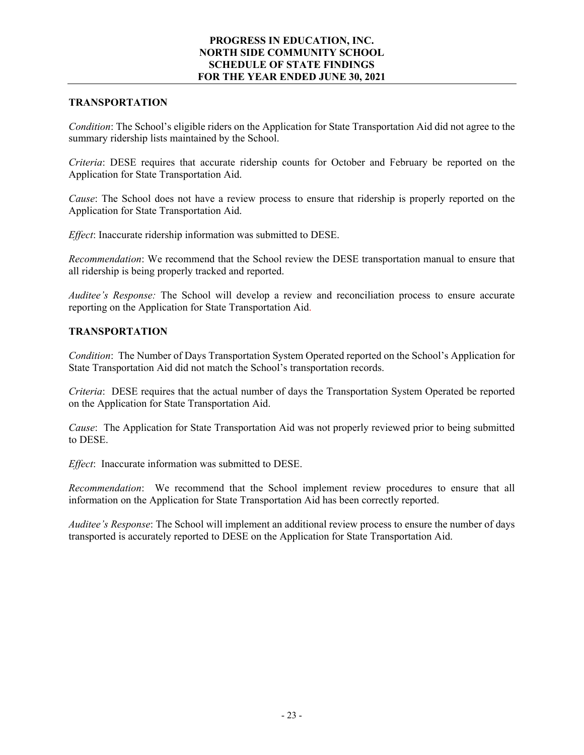# PROGRESS IN EDUCATION, INC.
# NORTH SIDE COMMUNITY SCHOOL
# SCHEDULE OF STATE FINDINGS
# FOR THE YEAR ENDED JUNE 30, 2021

## TRANSPORTATION

*Condition*: The School's eligible riders on the Application for State Transportation Aid did not agree to the summary ridership lists maintained by the School.

*Criteria*: DESE requires that accurate ridership counts for October and February be reported on the Application for State Transportation Aid.

*Cause*: The School does not have a review process to ensure that ridership is properly reported on the Application for State Transportation Aid.

*Effect*: Inaccurate ridership information was submitted to DESE.

*Recommendation*: We recommend that the School review the DESE transportation manual to ensure that all ridership is being properly tracked and reported.

*Auditee's Response:* The School will develop a review and reconciliation process to ensure accurate reporting on the Application for State Transportation Aid.

## TRANSPORTATION

*Condition*: The Number of Days Transportation System Operated reported on the School's Application for State Transportation Aid did not match the School's transportation records.

*Criteria*: DESE requires that the actual number of days the Transportation System Operated be reported on the Application for State Transportation Aid.

*Cause*: The Application for State Transportation Aid was not properly reviewed prior to being submitted to DESE.

*Effect*: Inaccurate information was submitted to DESE.

*Recommendation*: We recommend that the School implement review procedures to ensure that all information on the Application for State Transportation Aid has been correctly reported.

*Auditee's Response*: The School will implement an additional review process to ensure the number of days transported is accurately reported to DESE on the Application for State Transportation Aid.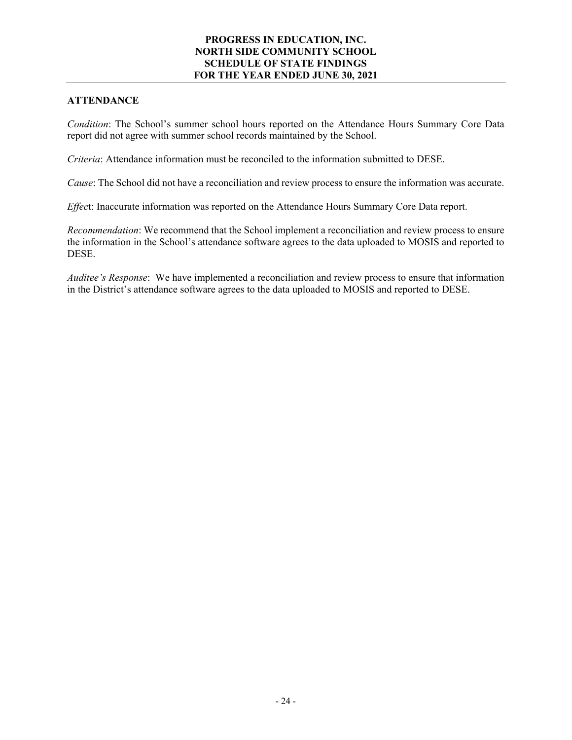**PROGRESS IN EDUCATION, INC.**
**NORTH SIDE COMMUNITY SCHOOL**
**SCHEDULE OF STATE FINDINGS**
**FOR THE YEAR ENDED JUNE 30, 2021**

## ATTENDANCE

*Condition*: The School's summer school hours reported on the Attendance Hours Summary Core Data report did not agree with summer school records maintained by the School.

*Criteria*: Attendance information must be reconciled to the information submitted to DESE.

*Cause*: The School did not have a reconciliation and review process to ensure the information was accurate.

*Effect*: Inaccurate information was reported on the Attendance Hours Summary Core Data report.

*Recommendation*: We recommend that the School implement a reconciliation and review process to ensure the information in the School's attendance software agrees to the data uploaded to MOSIS and reported to DESE.

*Auditee's Response*: We have implemented a reconciliation and review process to ensure that information in the District's attendance software agrees to the data uploaded to MOSIS and reported to DESE.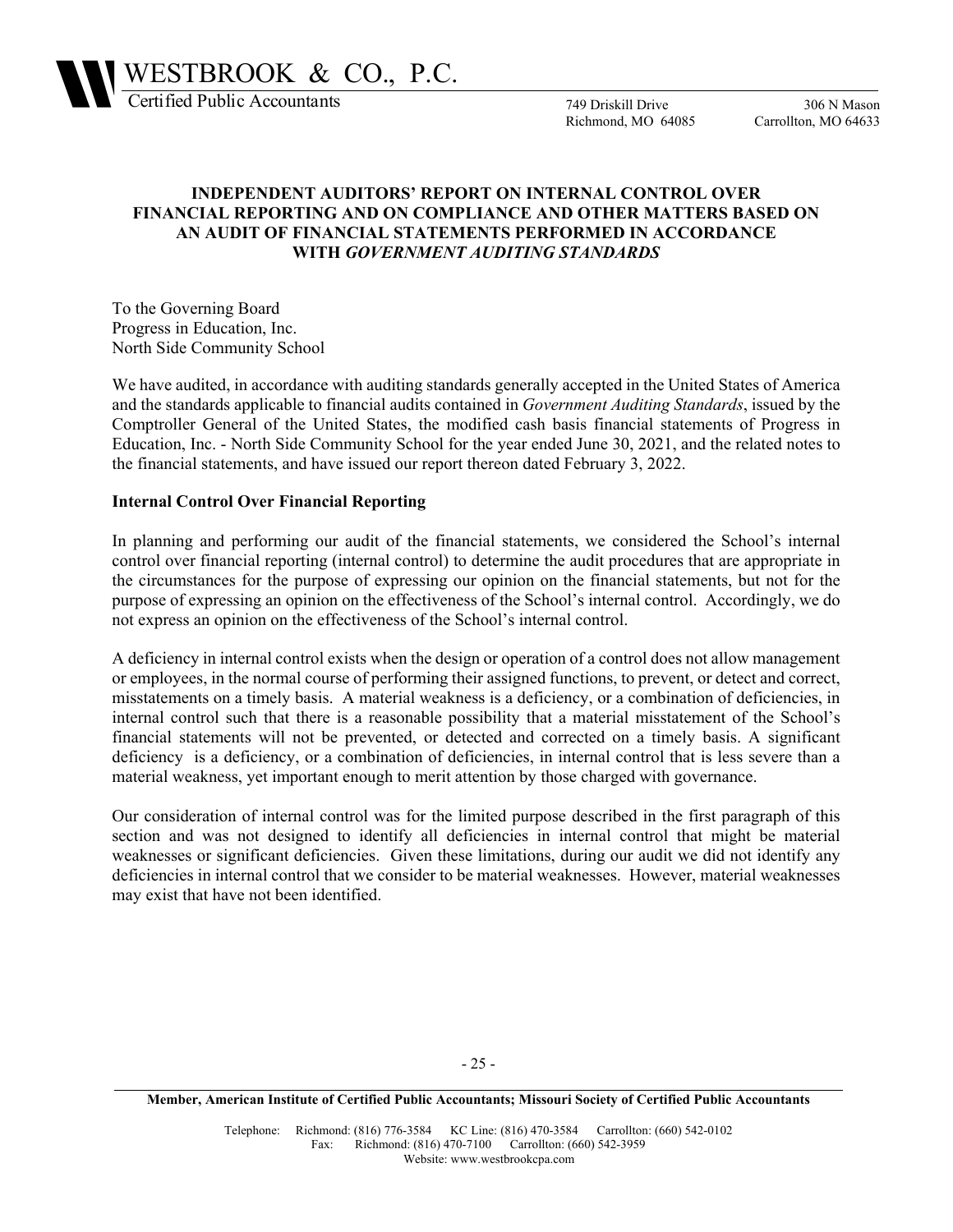# WESTBROOK & CO., P.C.

Certified Public Accountants

749 Driskill Drive
Richmond, MO 64085

306 N Mason
Carrollton, MO 64633

## INDEPENDENT AUDITORS' REPORT ON INTERNAL CONTROL OVER FINANCIAL REPORTING AND ON COMPLIANCE AND OTHER MATTERS BASED ON AN AUDIT OF FINANCIAL STATEMENTS PERFORMED IN ACCORDANCE WITH *GOVERNMENT AUDITING STANDARDS*

To the Governing Board
Progress in Education, Inc.
North Side Community School

We have audited, in accordance with auditing standards generally accepted in the United States of America and the standards applicable to financial audits contained in *Government Auditing Standards*, issued by the Comptroller General of the United States, the modified cash basis financial statements of Progress in Education, Inc. - North Side Community School for the year ended June 30, 2021, and the related notes to the financial statements, and have issued our report thereon dated February 3, 2022.

**Internal Control Over Financial Reporting**

In planning and performing our audit of the financial statements, we considered the School's internal control over financial reporting (internal control) to determine the audit procedures that are appropriate in the circumstances for the purpose of expressing our opinion on the financial statements, but not for the purpose of expressing an opinion on the effectiveness of the School's internal control. Accordingly, we do not express an opinion on the effectiveness of the School's internal control.

A deficiency in internal control exists when the design or operation of a control does not allow management or employees, in the normal course of performing their assigned functions, to prevent, or detect and correct, misstatements on a timely basis. A material weakness is a deficiency, or a combination of deficiencies, in internal control such that there is a reasonable possibility that a material misstatement of the School's financial statements will not be prevented, or detected and corrected on a timely basis. A significant deficiency is a deficiency, or a combination of deficiencies, in internal control that is less severe than a material weakness, yet important enough to merit attention by those charged with governance.

Our consideration of internal control was for the limited purpose described in the first paragraph of this section and was not designed to identify all deficiencies in internal control that might be material weaknesses or significant deficiencies. Given these limitations, during our audit we did not identify any deficiencies in internal control that we consider to be material weaknesses. However, material weaknesses may exist that have not been identified.

**Member, American Institute of Certified Public Accountants; Missouri Society of Certified Public Accountants**

Telephone: Richmond: (816) 776-3584 KC Line: (816) 470-3584 Carrollton: (660) 542-0102
Fax: Richmond: (816) 470-7100 Carrollton: (660) 542-3959
Website: www.westbrookcpa.com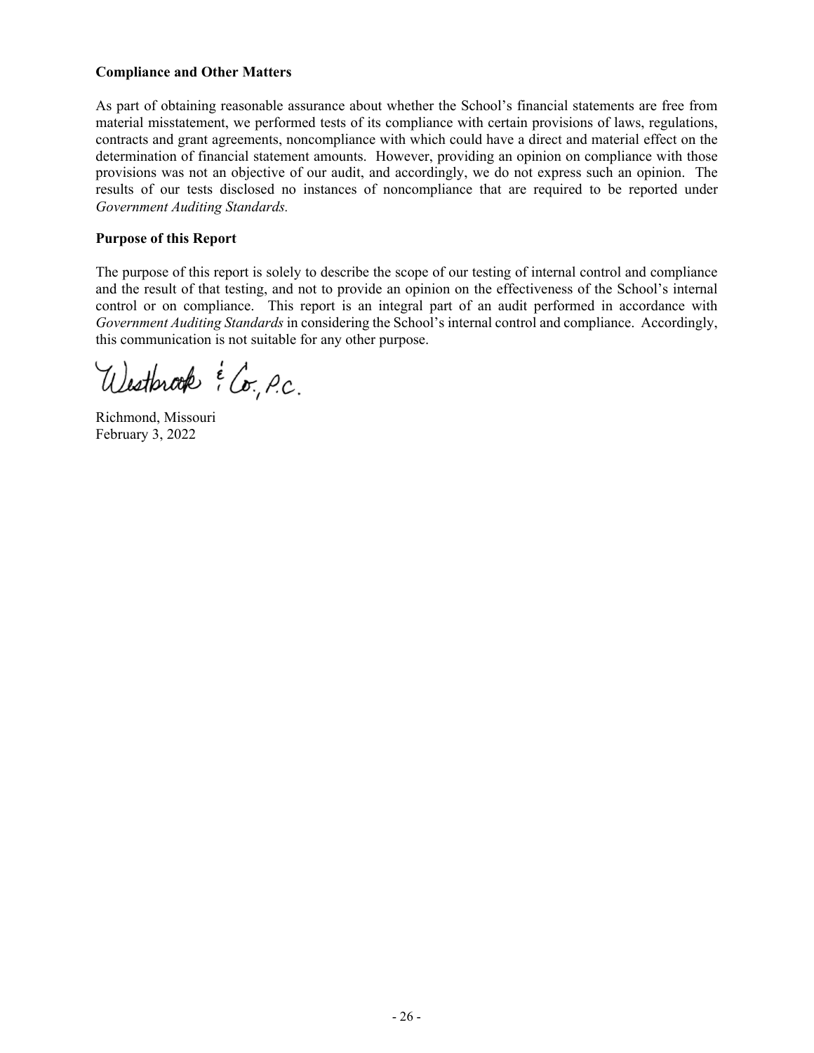**Compliance and Other Matters**

As part of obtaining reasonable assurance about whether the School's financial statements are free from material misstatement, we performed tests of its compliance with certain provisions of laws, regulations, contracts and grant agreements, noncompliance with which could have a direct and material effect on the determination of financial statement amounts. However, providing an opinion on compliance with those provisions was not an objective of our audit, and accordingly, we do not express such an opinion. The results of our tests disclosed no instances of noncompliance that are required to be reported under *Government Auditing Standards.*

**Purpose of this Report**

The purpose of this report is solely to describe the scope of our testing of internal control and compliance and the result of that testing, and not to provide an opinion on the effectiveness of the School's internal control or on compliance. This report is an integral part of an audit performed in accordance with *Government Auditing Standards* in considering the School's internal control and compliance. Accordingly, this communication is not suitable for any other purpose.

Westbrook & Co., P.C.

Richmond, Missouri
February 3, 2022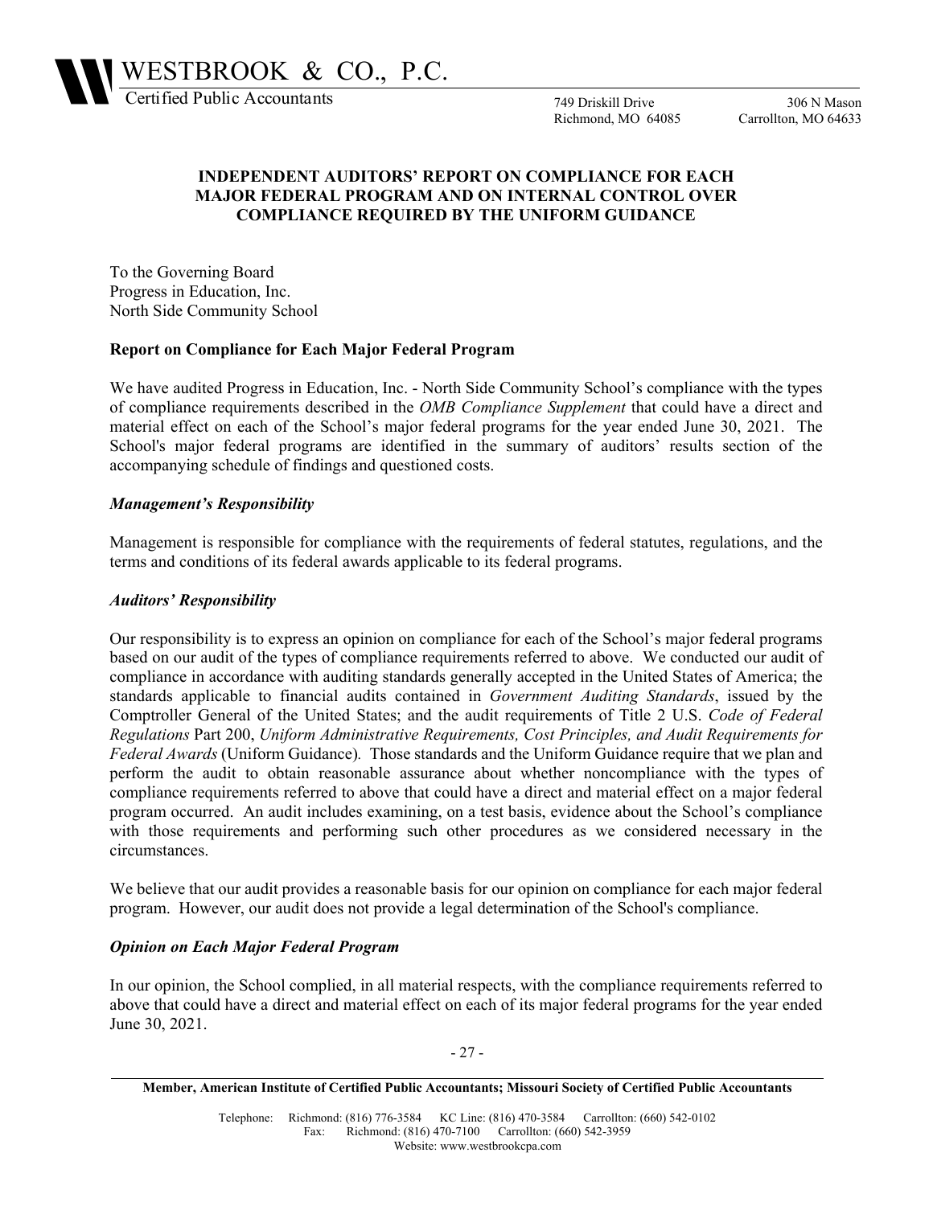WESTBROOK & CO., P.C.
Certified Public Accountants

749 Driskill Drive
Richmond, MO 64085

306 N Mason
Carrollton, MO 64633

## INDEPENDENT AUDITORS' REPORT ON COMPLIANCE FOR EACH MAJOR FEDERAL PROGRAM AND ON INTERNAL CONTROL OVER COMPLIANCE REQUIRED BY THE UNIFORM GUIDANCE

To the Governing Board
Progress in Education, Inc.
North Side Community School

### Report on Compliance for Each Major Federal Program

We have audited Progress in Education, Inc. - North Side Community School's compliance with the types of compliance requirements described in the *OMB Compliance Supplement* that could have a direct and material effect on each of the School's major federal programs for the year ended June 30, 2021. The School's major federal programs are identified in the summary of auditors' results section of the accompanying schedule of findings and questioned costs.

#### *Management's Responsibility*

Management is responsible for compliance with the requirements of federal statutes, regulations, and the terms and conditions of its federal awards applicable to its federal programs.

#### *Auditors' Responsibility*

Our responsibility is to express an opinion on compliance for each of the School's major federal programs based on our audit of the types of compliance requirements referred to above. We conducted our audit of compliance in accordance with auditing standards generally accepted in the United States of America; the standards applicable to financial audits contained in *Government Auditing Standards*, issued by the Comptroller General of the United States; and the audit requirements of Title 2 U.S. *Code of Federal Regulations* Part 200, *Uniform Administrative Requirements, Cost Principles, and Audit Requirements for Federal Awards* (Uniform Guidance). Those standards and the Uniform Guidance require that we plan and perform the audit to obtain reasonable assurance about whether noncompliance with the types of compliance requirements referred to above that could have a direct and material effect on a major federal program occurred. An audit includes examining, on a test basis, evidence about the School's compliance with those requirements and performing such other procedures as we considered necessary in the circumstances.

We believe that our audit provides a reasonable basis for our opinion on compliance for each major federal program. However, our audit does not provide a legal determination of the School's compliance.

#### *Opinion on Each Major Federal Program*

In our opinion, the School complied, in all material respects, with the compliance requirements referred to above that could have a direct and material effect on each of its major federal programs for the year ended June 30, 2021.

**Member, American Institute of Certified Public Accountants; Missouri Society of Certified Public Accountants**

Telephone: Richmond: (816) 776-3584 KC Line: (816) 470-3584 Carrollton: (660) 542-0102
Fax: Richmond: (816) 470-7100 Carrollton: (660) 542-3959
Website: www.westbrookcpa.com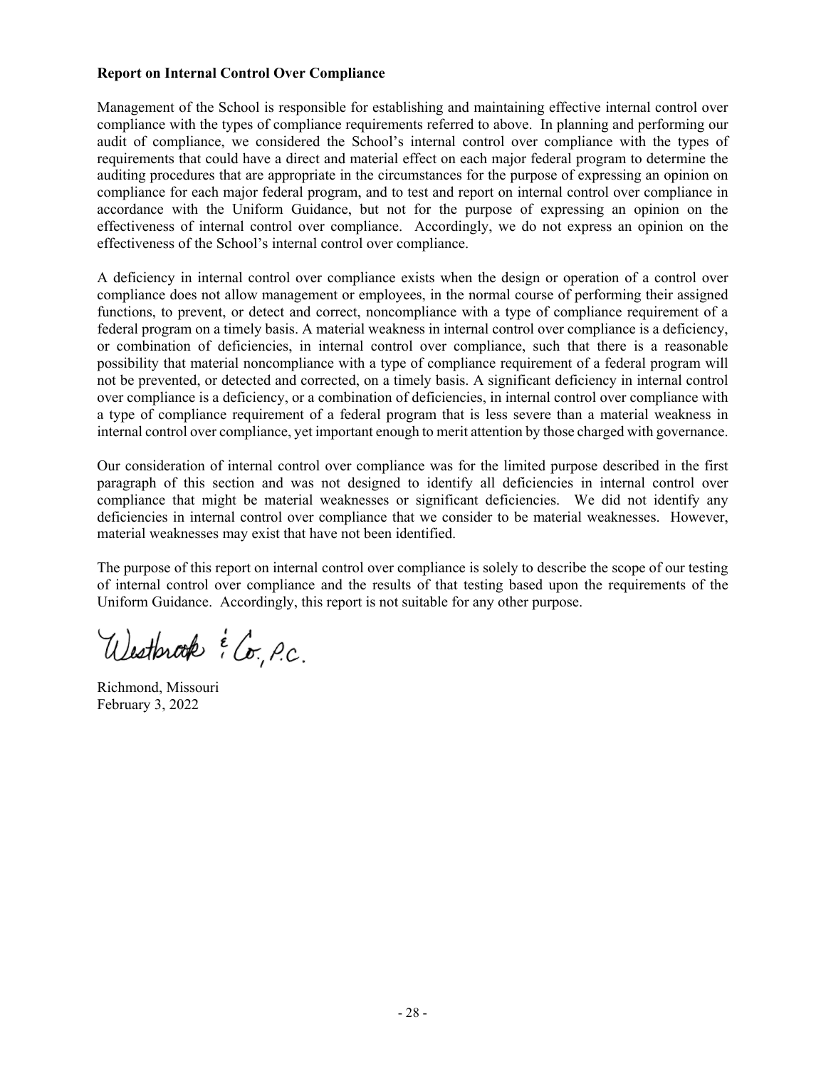**Report on Internal Control Over Compliance**

Management of the School is responsible for establishing and maintaining effective internal control over compliance with the types of compliance requirements referred to above. In planning and performing our audit of compliance, we considered the School's internal control over compliance with the types of requirements that could have a direct and material effect on each major federal program to determine the auditing procedures that are appropriate in the circumstances for the purpose of expressing an opinion on compliance for each major federal program, and to test and report on internal control over compliance in accordance with the Uniform Guidance, but not for the purpose of expressing an opinion on the effectiveness of internal control over compliance. Accordingly, we do not express an opinion on the effectiveness of the School's internal control over compliance.

A deficiency in internal control over compliance exists when the design or operation of a control over compliance does not allow management or employees, in the normal course of performing their assigned functions, to prevent, or detect and correct, noncompliance with a type of compliance requirement of a federal program on a timely basis. A material weakness in internal control over compliance is a deficiency, or combination of deficiencies, in internal control over compliance, such that there is a reasonable possibility that material noncompliance with a type of compliance requirement of a federal program will not be prevented, or detected and corrected, on a timely basis. A significant deficiency in internal control over compliance is a deficiency, or a combination of deficiencies, in internal control over compliance with a type of compliance requirement of a federal program that is less severe than a material weakness in internal control over compliance, yet important enough to merit attention by those charged with governance.

Our consideration of internal control over compliance was for the limited purpose described in the first paragraph of this section and was not designed to identify all deficiencies in internal control over compliance that might be material weaknesses or significant deficiencies. We did not identify any deficiencies in internal control over compliance that we consider to be material weaknesses. However, material weaknesses may exist that have not been identified.

The purpose of this report on internal control over compliance is solely to describe the scope of our testing of internal control over compliance and the results of that testing based upon the requirements of the Uniform Guidance. Accordingly, this report is not suitable for any other purpose.

Westbrook & Co., P.C.

Richmond, Missouri
February 3, 2022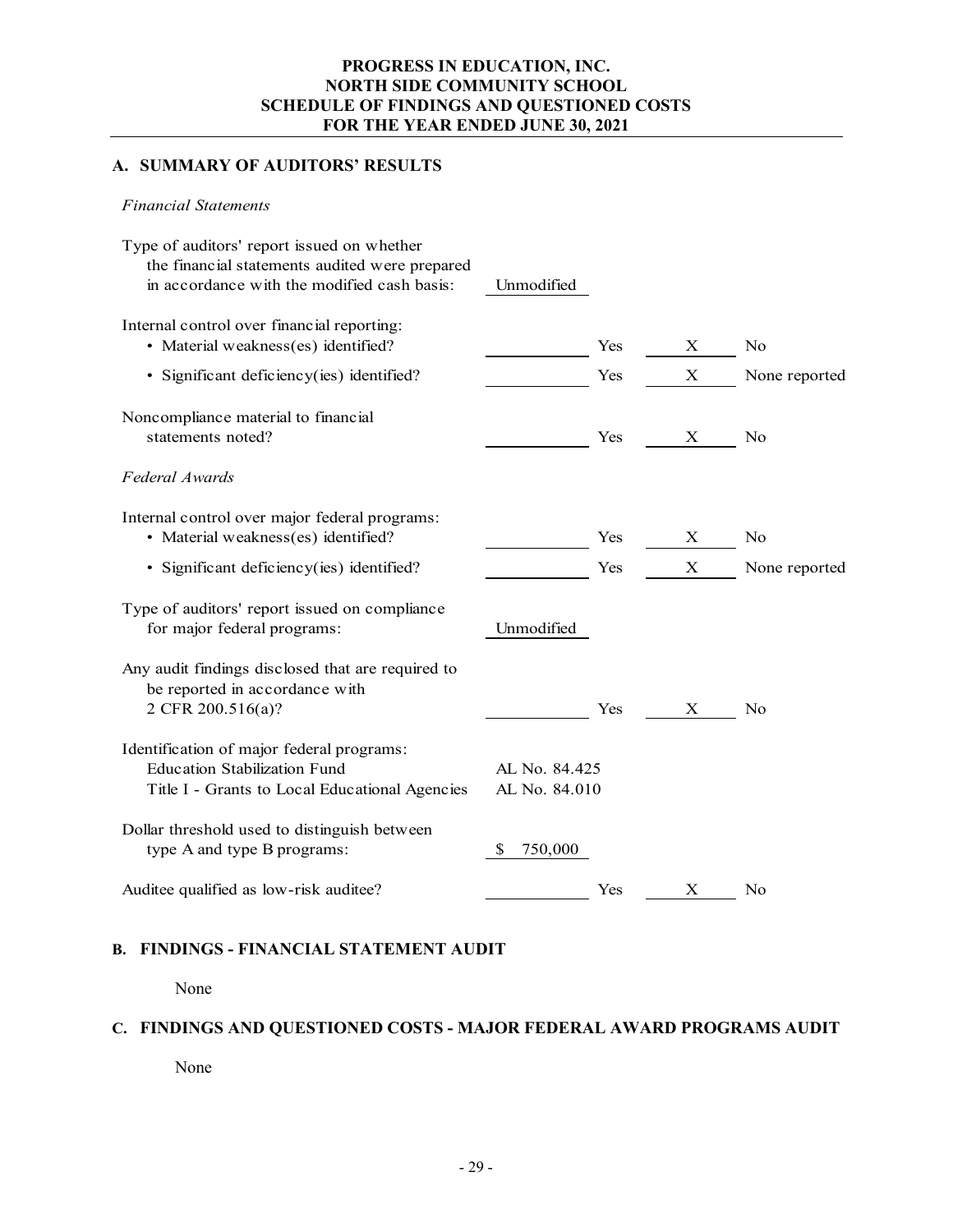# PROGRESS IN EDUCATION, INC.
# NORTH SIDE COMMUNITY SCHOOL
# SCHEDULE OF FINDINGS AND QUESTIONED COSTS
# FOR THE YEAR ENDED JUNE 30, 2021

## A. SUMMARY OF AUDITORS' RESULTS

*Financial Statements*

| | | | | |
|---|---|---|---|---|
| Type of auditors' report issued on whether the financial statements audited were prepared in accordance with the modified cash basis: | Unmodified | | | |
| Internal control over financial reporting: | | | | |
| • Material weakness(es) identified? | | Yes | X | No |
| • Significant deficiency(ies) identified? | | Yes | X | None reported |
| Noncompliance material to financial statements noted? | | Yes | X | No |

*Federal Awards*

| | | | | |
|---|---|---|---|---|
| Internal control over major federal programs: | | | | |
| • Material weakness(es) identified? | | Yes | X | No |
| • Significant deficiency(ies) identified? | | Yes | X | None reported |
| Type of auditors' report issued on compliance for major federal programs: | Unmodified | | | |
| Any audit findings disclosed that are required to be reported in accordance with 2 CFR 200.516(a)? | | Yes | X | No |
| Identification of major federal programs: | | | | |
| Education Stabilization Fund | AL No. 84.425 | | | |
| Title I - Grants to Local Educational Agencies | AL No. 84.010 | | | |
| Dollar threshold used to distinguish between type A and type B programs: | $ 750,000 | | | |
| Auditee qualified as low-risk auditee? | | Yes | X | No |

## B. FINDINGS - FINANCIAL STATEMENT AUDIT

None

## C. FINDINGS AND QUESTIONED COSTS - MAJOR FEDERAL AWARD PROGRAMS AUDIT

None